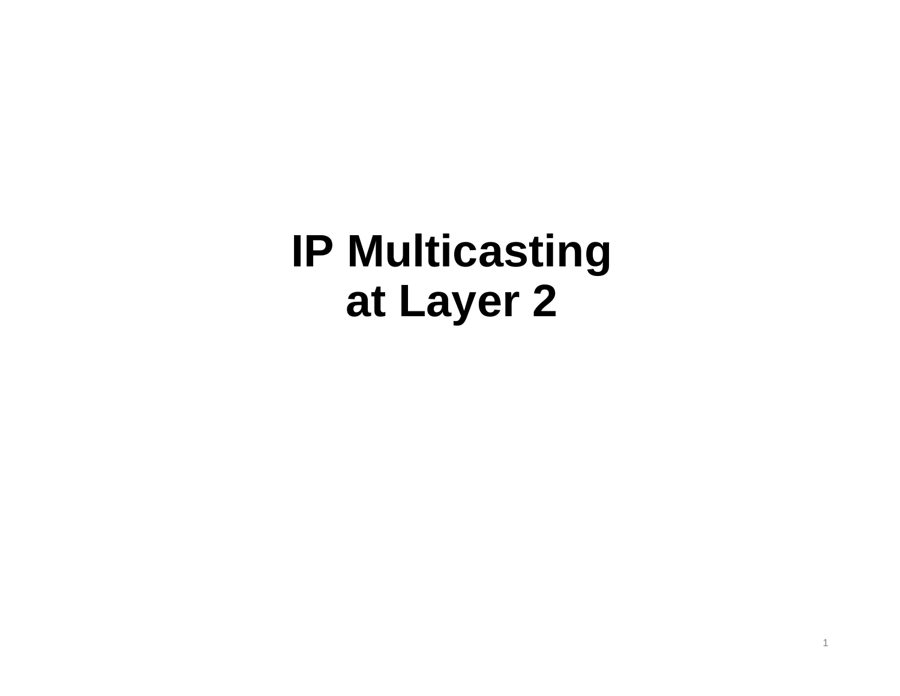# IP Multicasting at Layer 2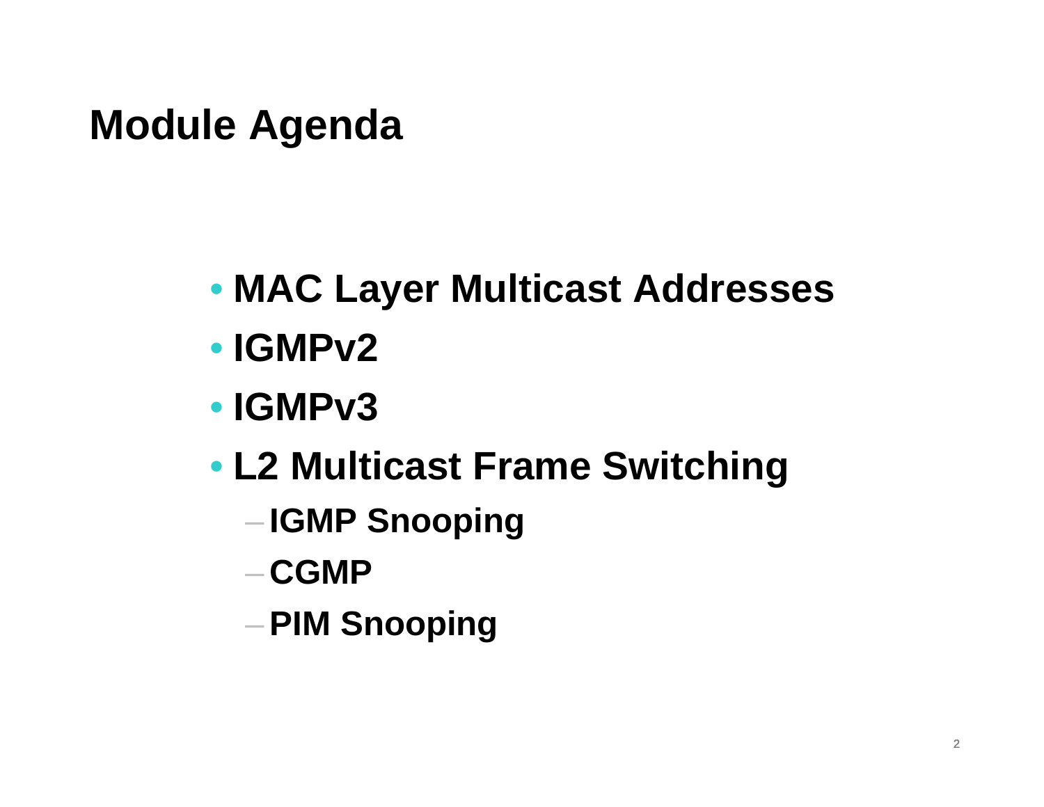# Module Agenda

- MAC Layer Multicast Addresses
- IGMPv2
- IGMPv3
- L2 Multicast Frame Switching
  - IGMP Snooping
  - CGMP
  - PIM Snooping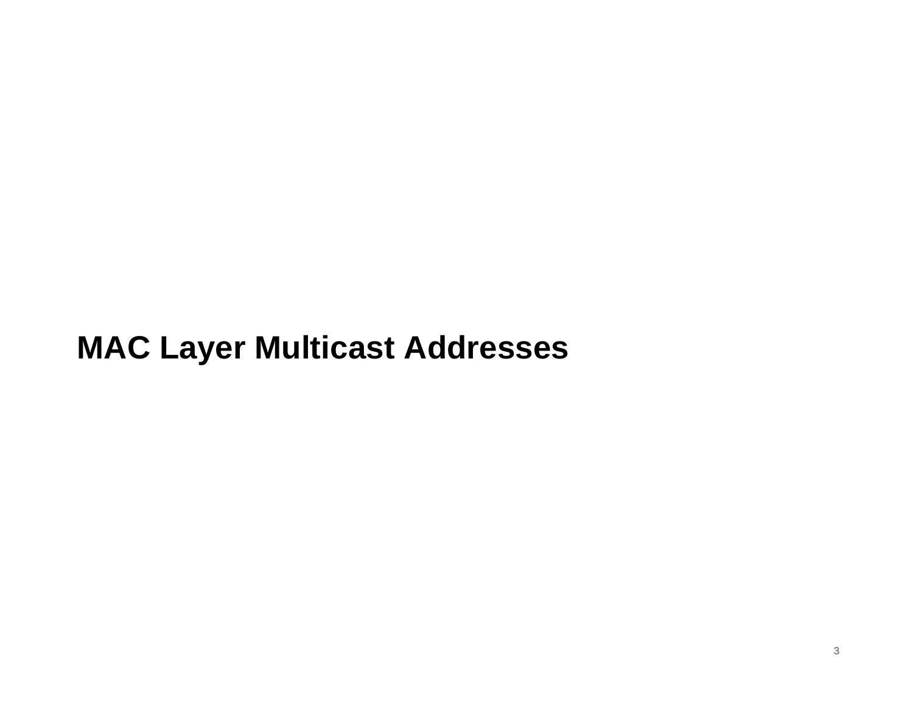# MAC Layer Multicast Addresses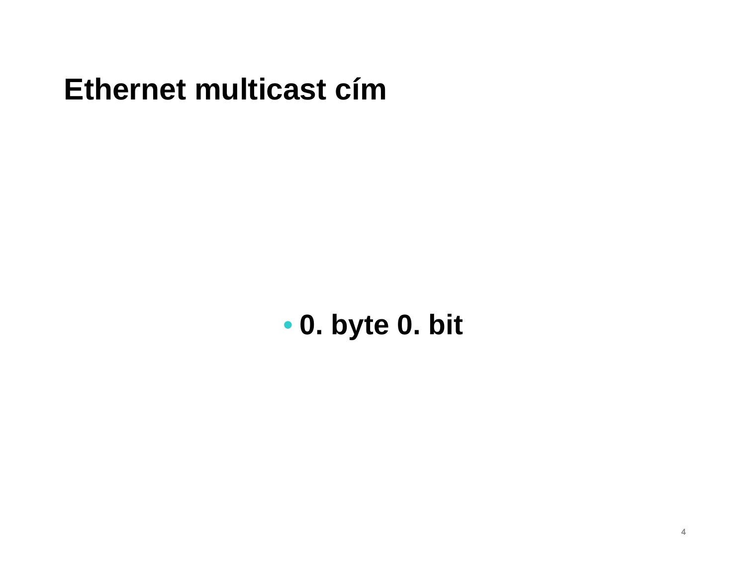# Ethernet multicast cím

- **0. byte 0. bit**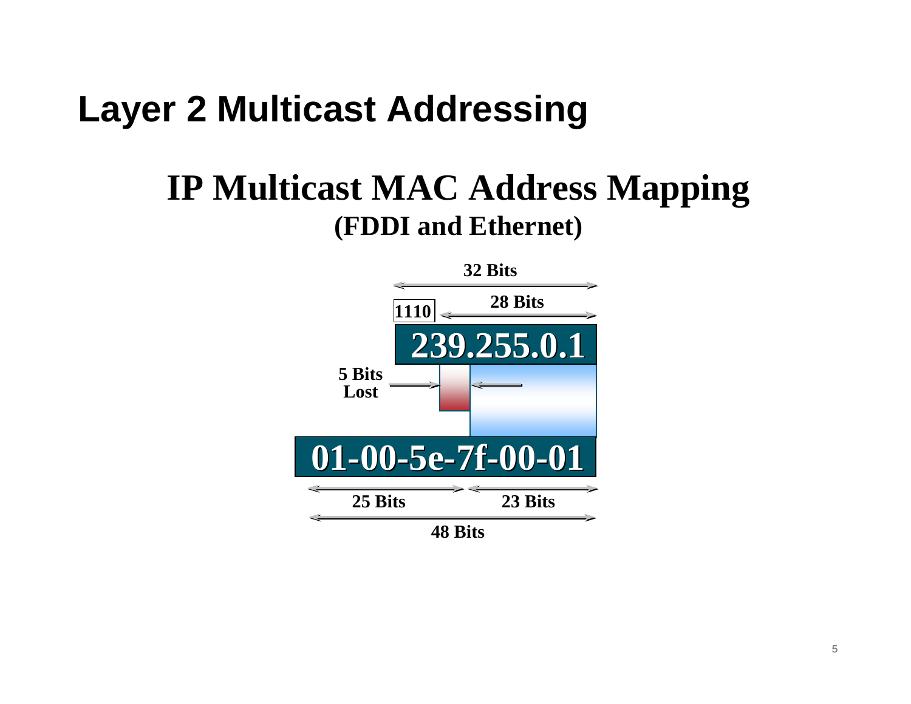# Layer 2 Multicast Addressing

## IP Multicast MAC Address Mapping
### (FDDI and Ethernet)

32 Bits

1110 | 28 Bits

239.255.0.1

5 Bits Lost

01-00-5e-7f-00-01

25 Bits | 23 Bits

48 Bits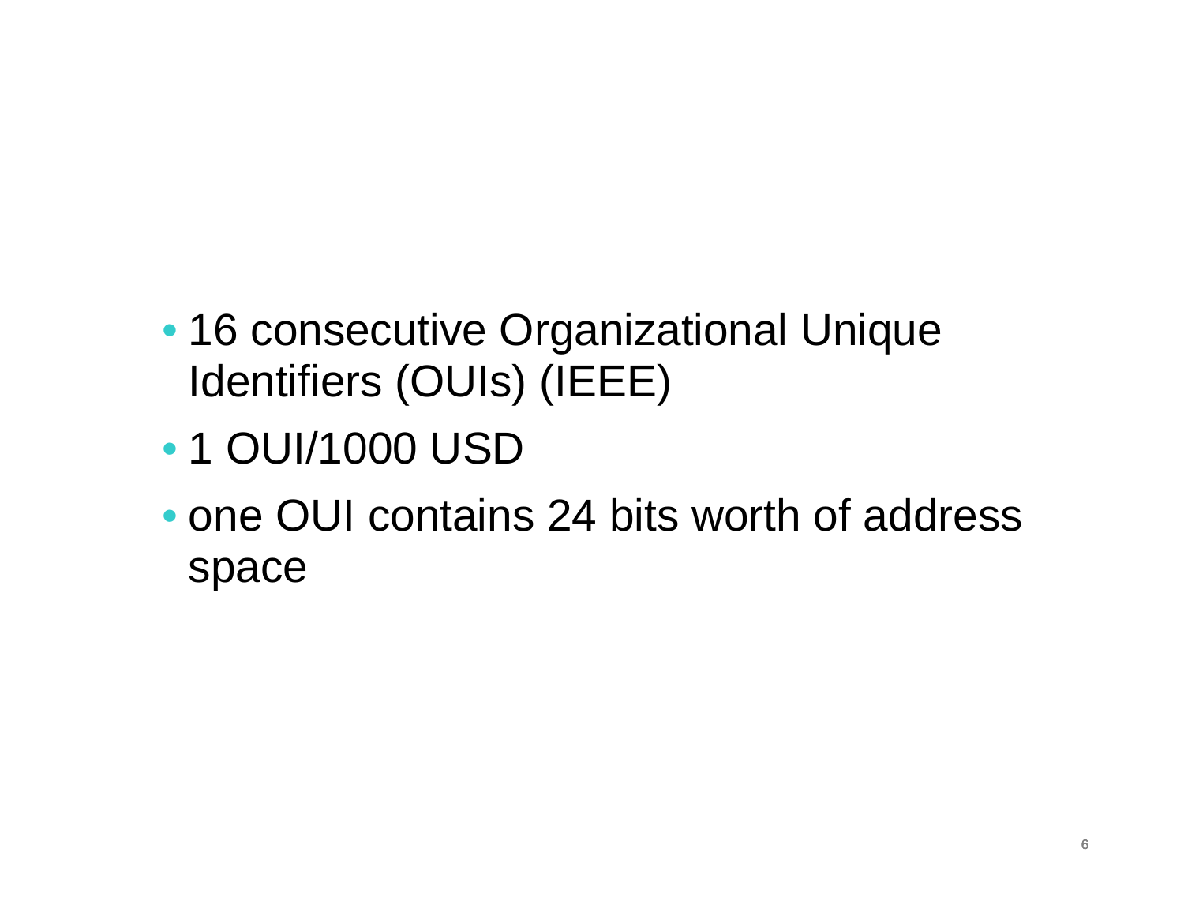- 16 consecutive Organizational Unique Identifiers (OUIs) (IEEE)
- 1 OUI/1000 USD
- one OUI contains 24 bits worth of address space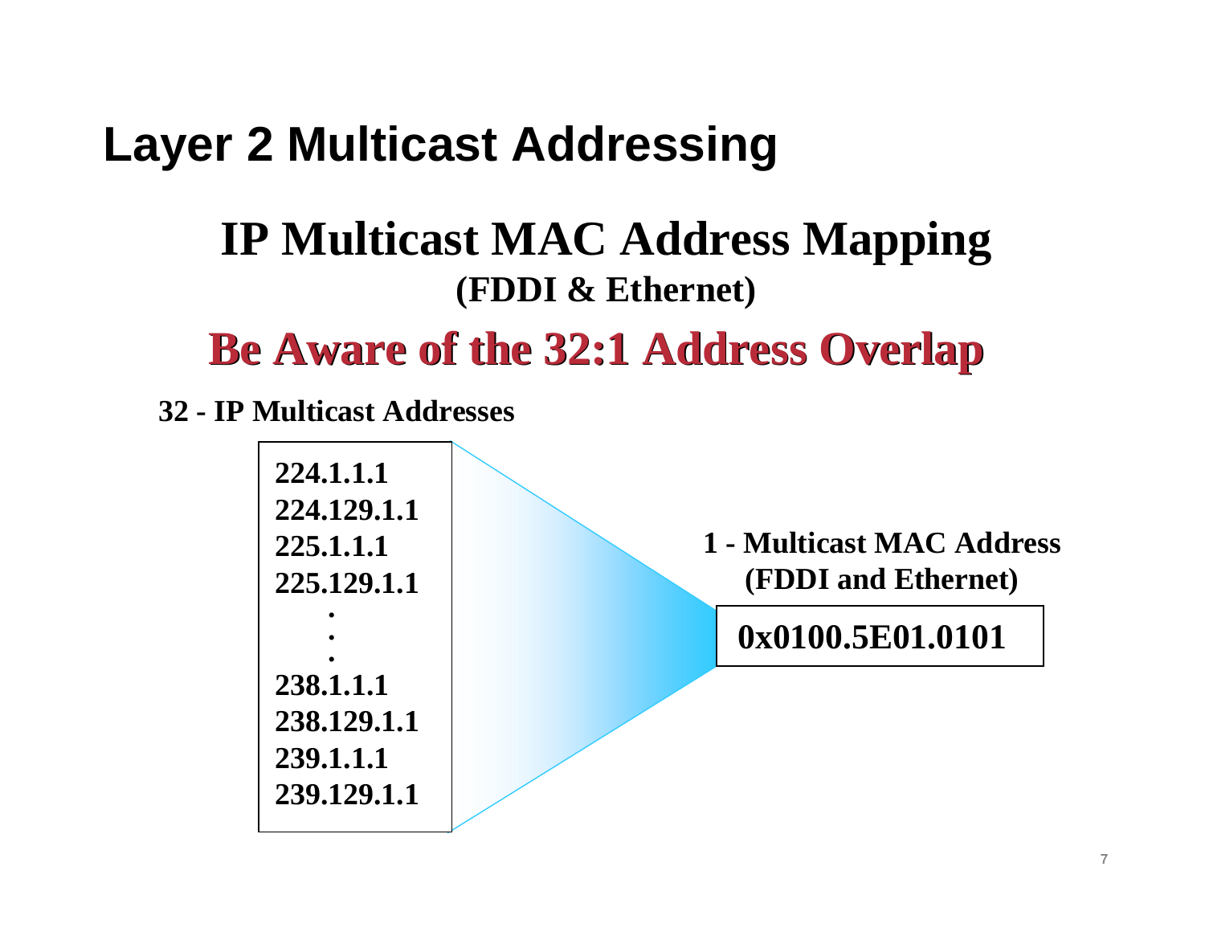# Layer 2 Multicast Addressing

## IP Multicast MAC Address Mapping

**(FDDI & Ethernet)**

### Be Aware of the 32:1 Address Overlap

**32 - IP Multicast Addresses**

**224.1.1.1**
**224.129.1.1**
**225.1.1.1**
**225.129.1.1**
**.**
**.**
**.**
**238.1.1.1**
**238.129.1.1**
**239.1.1.1**
**239.129.1.1**

**1 - Multicast MAC Address (FDDI and Ethernet)**

**0x0100.5E01.0101**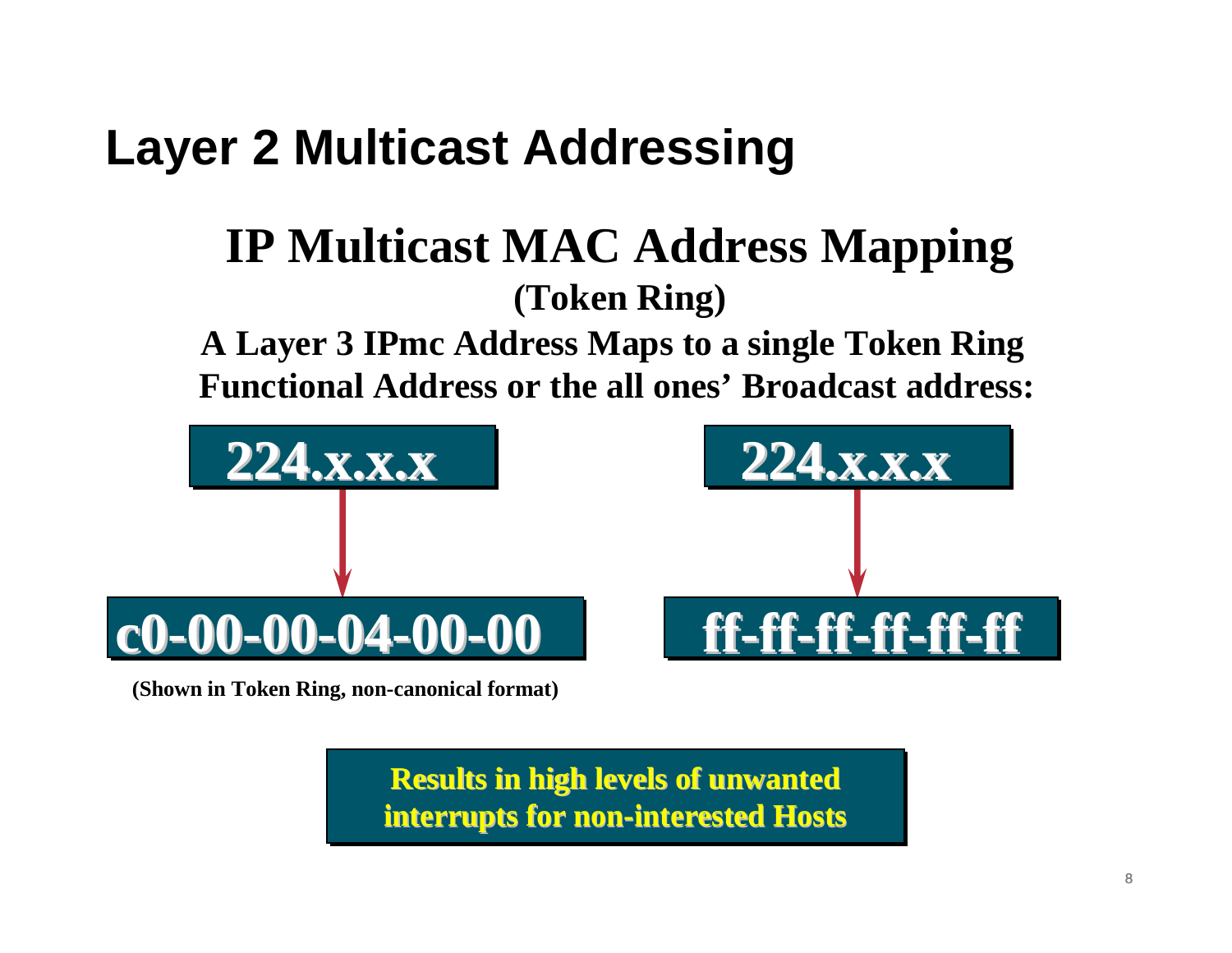# Layer 2 Multicast Addressing

## IP Multicast MAC Address Mapping

### (Token Ring)

**A Layer 3 IPmc Address Maps to a single Token Ring Functional Address or the all ones' Broadcast address:**

**224.x.x.x** → **c0-00-00-04-00-00**

**224.x.x.x** → **ff-ff-ff-ff-ff-ff**

**(Shown in Token Ring, non-canonical format)**

**Results in high levels of unwanted interrupts for non-interested Hosts**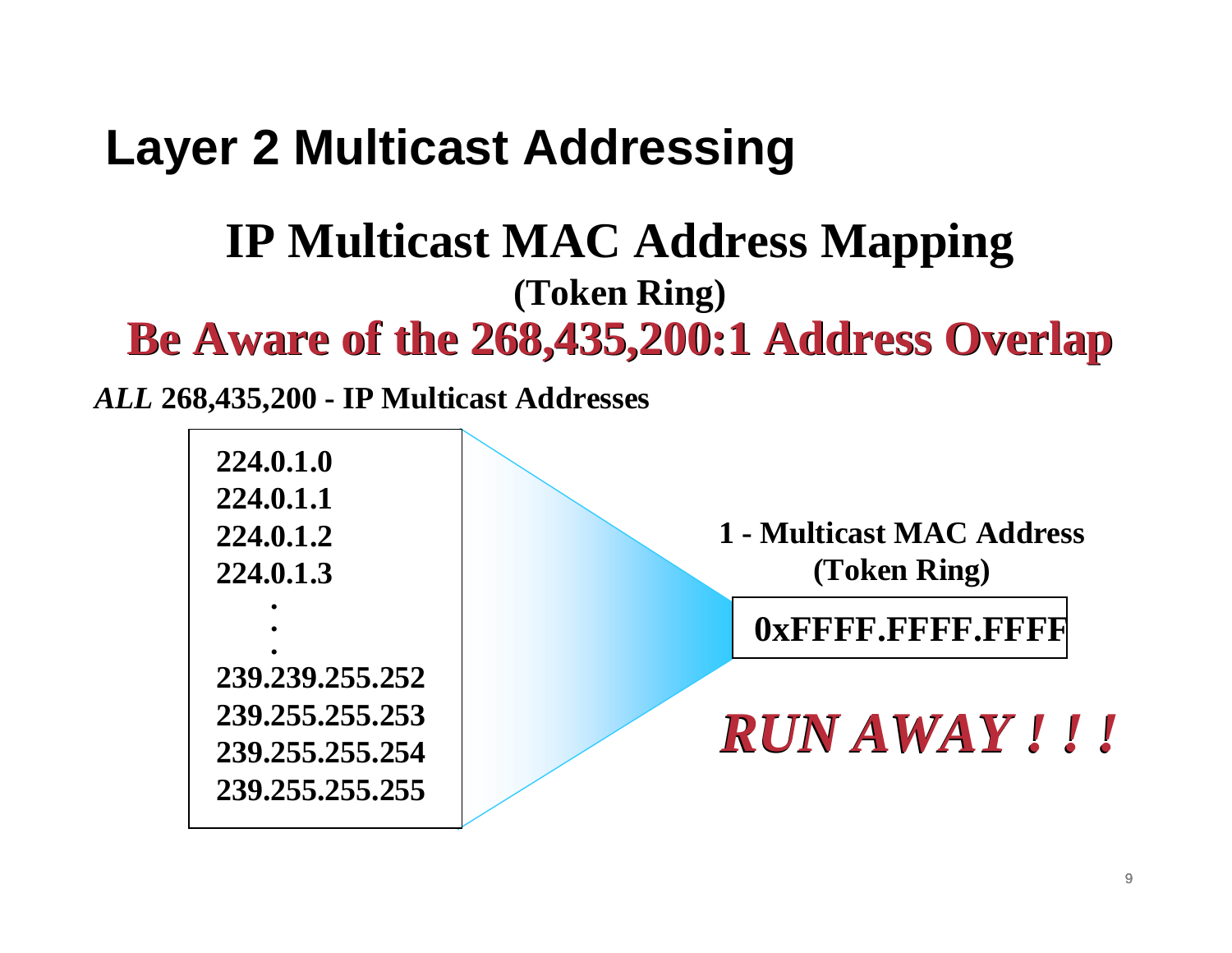# Layer 2 Multicast Addressing

## IP Multicast MAC Address Mapping

**(Token Ring)**

**Be Aware of the 268,435,200:1 Address Overlap**

***ALL*** **268,435,200 - IP Multicast Addresses**

**224.0.1.0**
**224.0.1.1**
**224.0.1.2**
**224.0.1.3**
**.**
**.**
**.**
**239.239.255.252**
**239.255.255.253**
**239.255.255.254**
**239.255.255.255**

**1 - Multicast MAC Address (Token Ring)**

**0xFFFF.FFFF.FFFF**

***RUN AWAY ! ! !***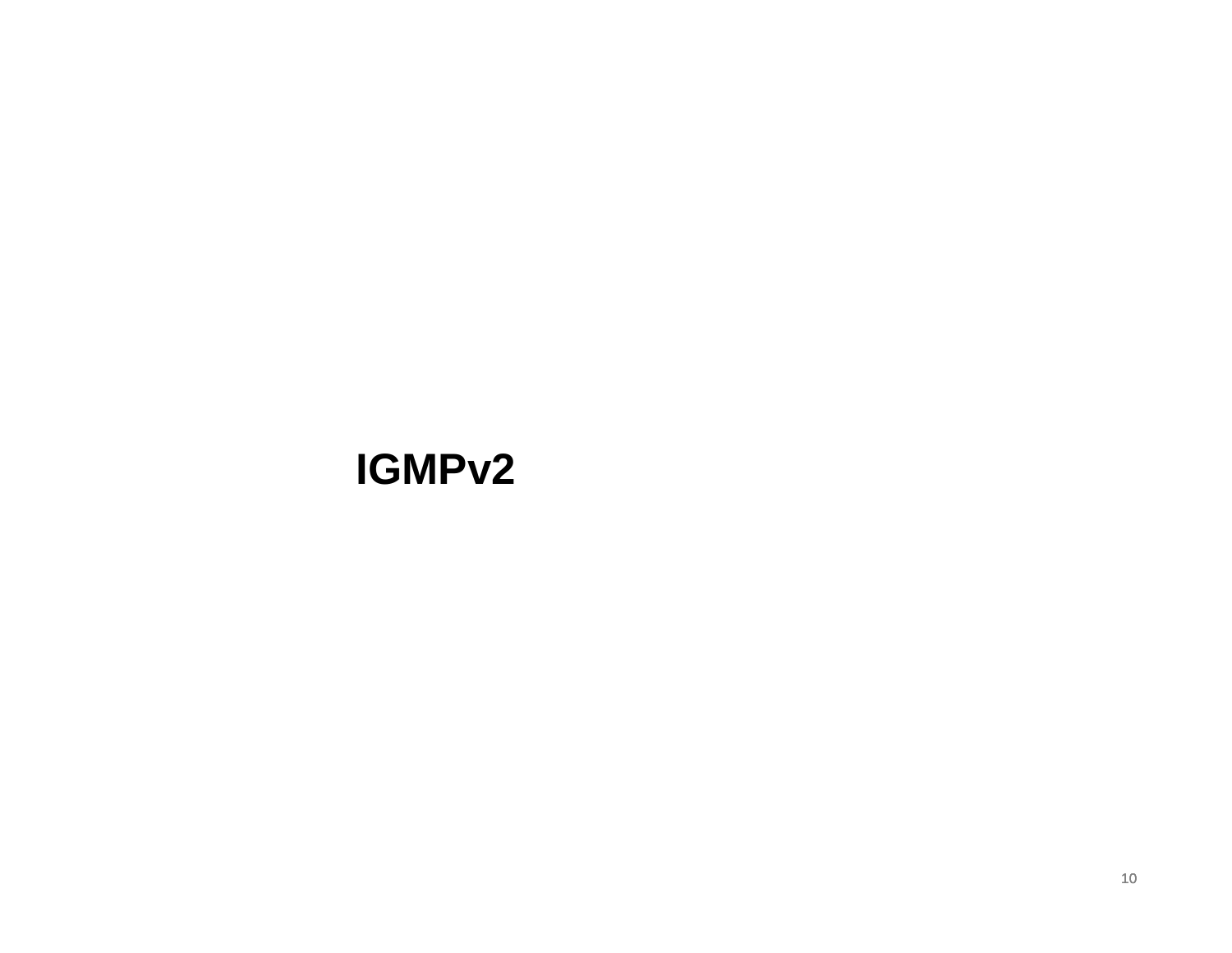# IGMPv2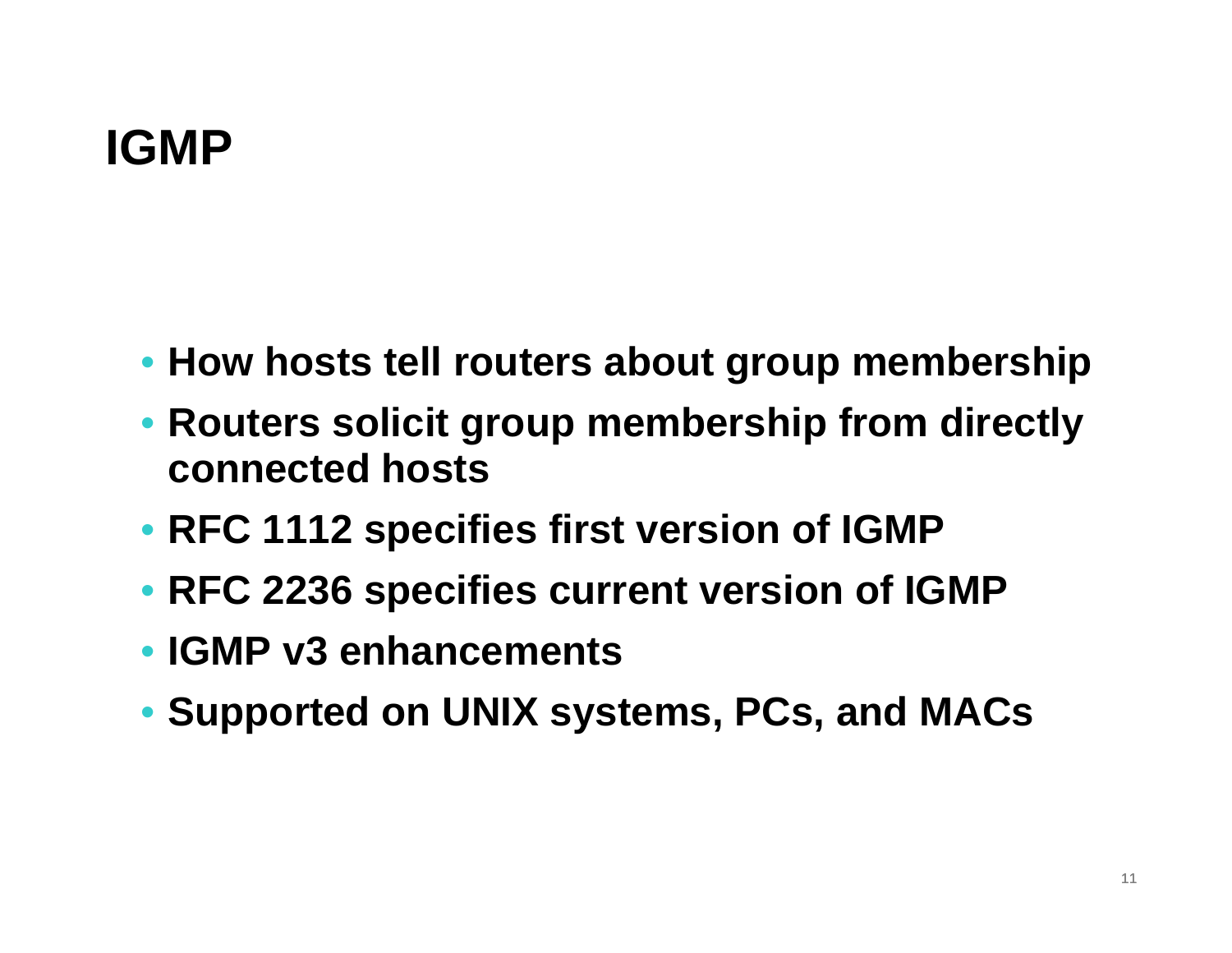# IGMP

- How hosts tell routers about group membership
- Routers solicit group membership from directly connected hosts
- RFC 1112 specifies first version of IGMP
- RFC 2236 specifies current version of IGMP
- IGMP v3 enhancements
- Supported on UNIX systems, PCs, and MACs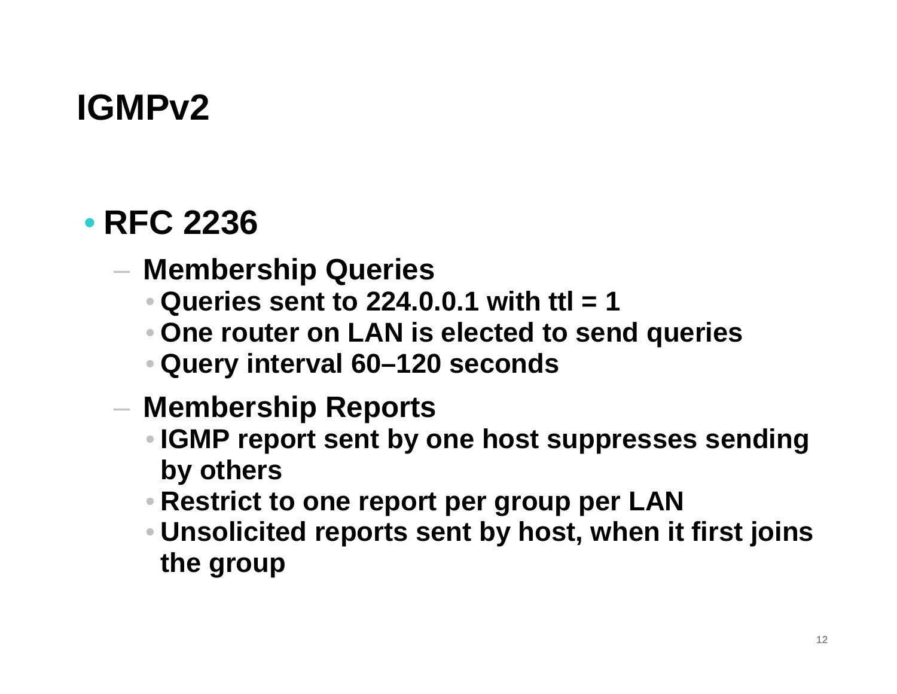# IGMPv2

- **RFC 2236**
  - **Membership Queries**
    - **Queries sent to 224.0.0.1 with ttl = 1**
    - **One router on LAN is elected to send queries**
    - **Query interval 60–120 seconds**
  - **Membership Reports**
    - **IGMP report sent by one host suppresses sending by others**
    - **Restrict to one report per group per LAN**
    - **Unsolicited reports sent by host, when it first joins the group**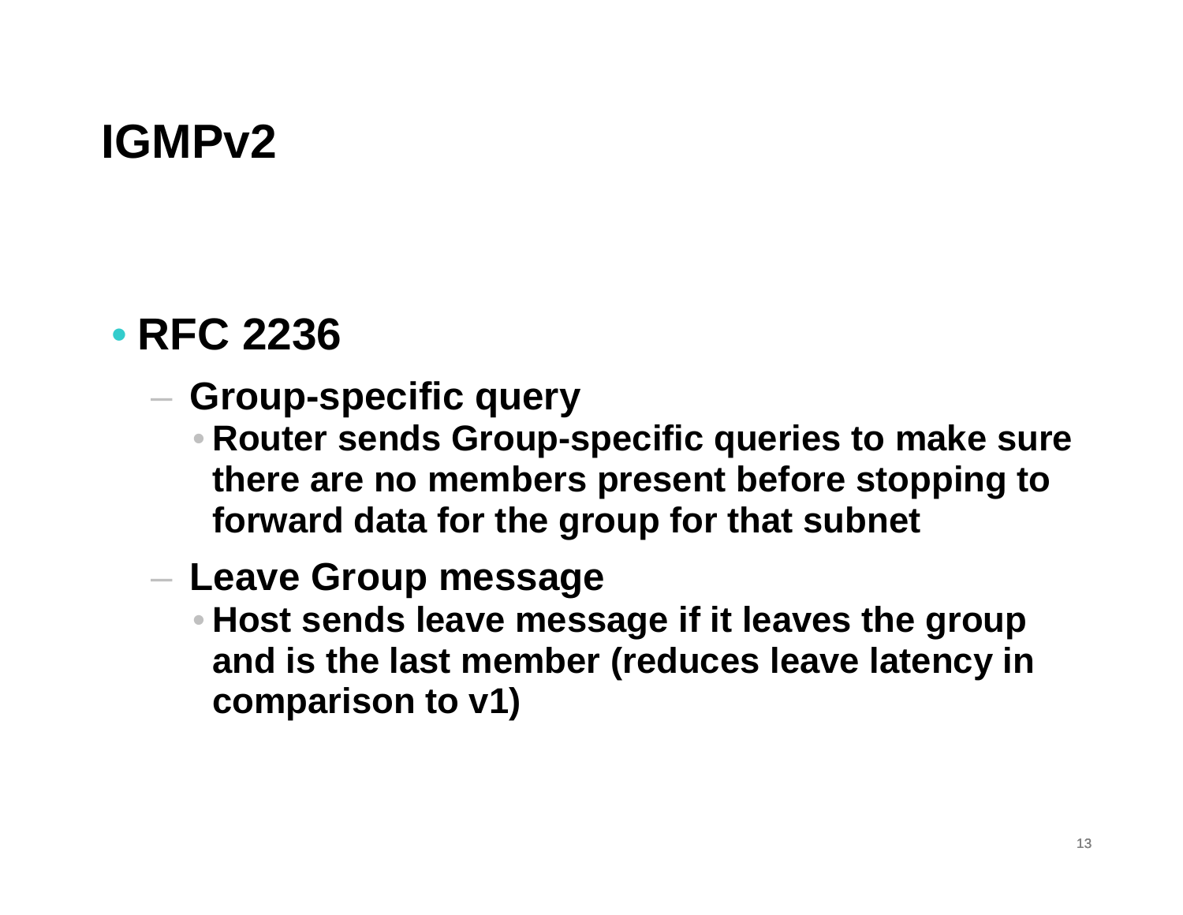# IGMPv2

- **RFC 2236**
  - **Group-specific query**
    - **Router sends Group-specific queries to make sure there are no members present before stopping to forward data for the group for that subnet**
  - **Leave Group message**
    - **Host sends leave message if it leaves the group and is the last member (reduces leave latency in comparison to v1)**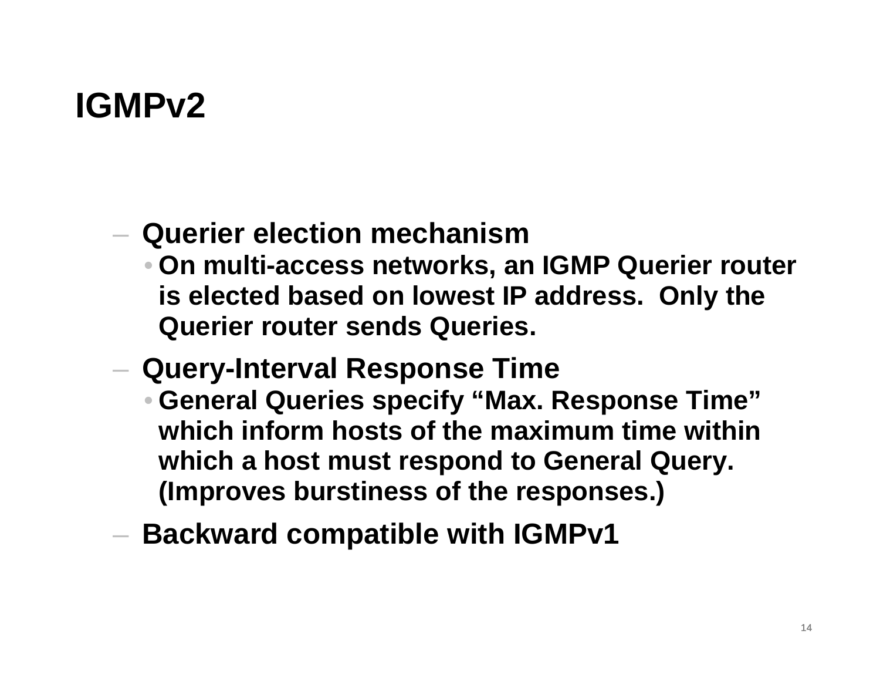# IGMPv2

- Querier election mechanism
  - On multi-access networks, an IGMP Querier router is elected based on lowest IP address. Only the Querier router sends Queries.
- Query-Interval Response Time
  - General Queries specify "Max. Response Time" which inform hosts of the maximum time within which a host must respond to General Query. (Improves burstiness of the responses.)
- Backward compatible with IGMPv1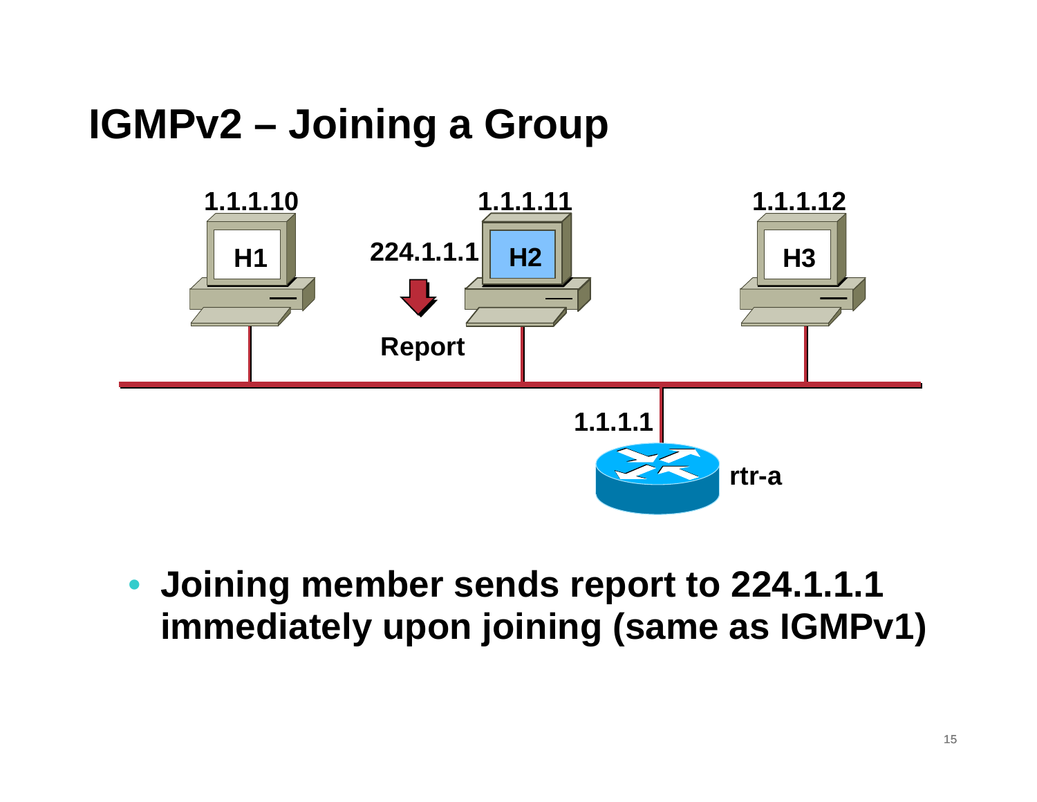# IGMPv2 – Joining a Group

1.1.1.10 H1

224.1.1.1 Report

1.1.1.11 H2

1.1.1.12 H3

1.1.1.1 rtr-a

- **Joining member sends report to 224.1.1.1 immediately upon joining (same as IGMPv1)**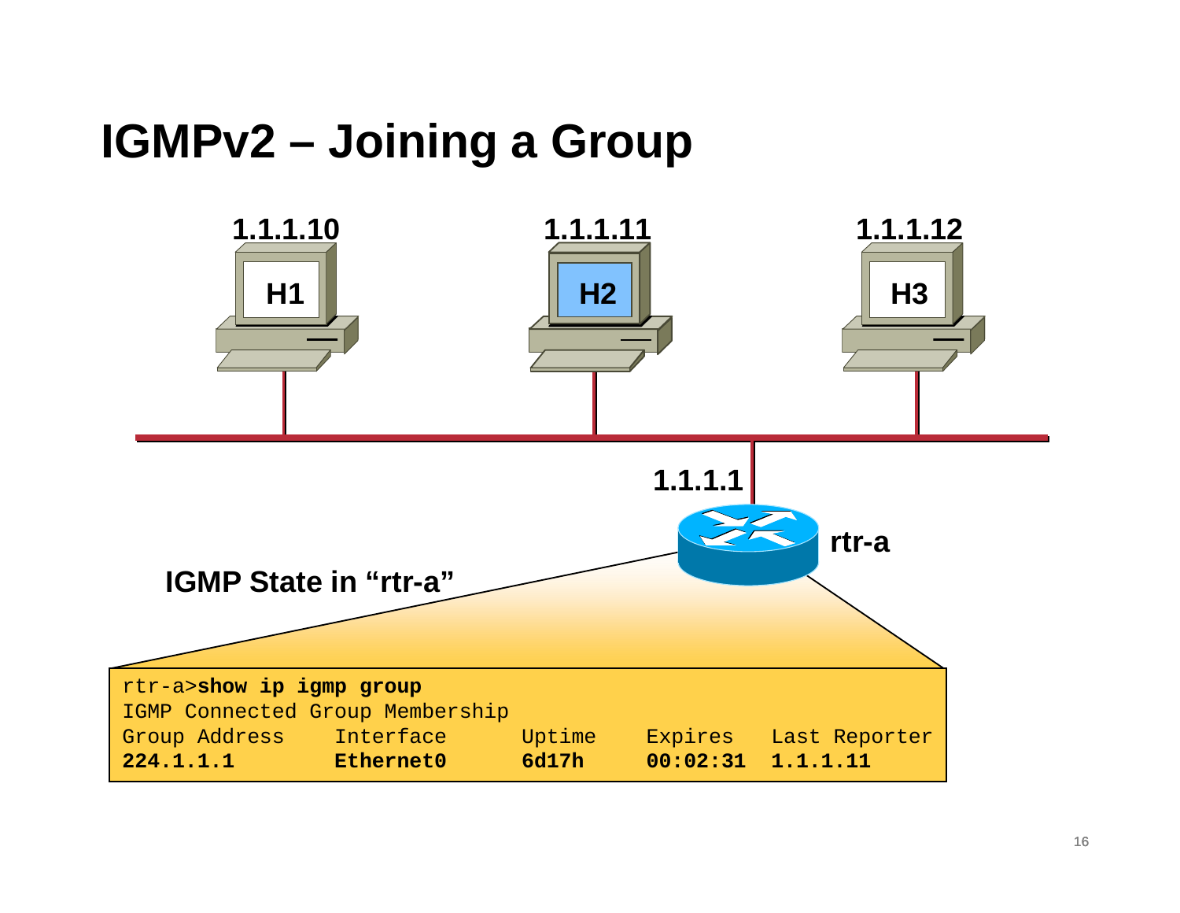# IGMPv2 – Joining a Group

1.1.1.10 H1

1.1.1.11 H2

1.1.1.12 H3

1.1.1.1

rtr-a

IGMP State in "rtr-a"

```
rtr-a>show ip igmp group
IGMP Connected Group Membership
Group Address     Interface      Uptime    Expires   Last Reporter
224.1.1.1         Ethernet0      6d17h     00:02:31  1.1.1.11
```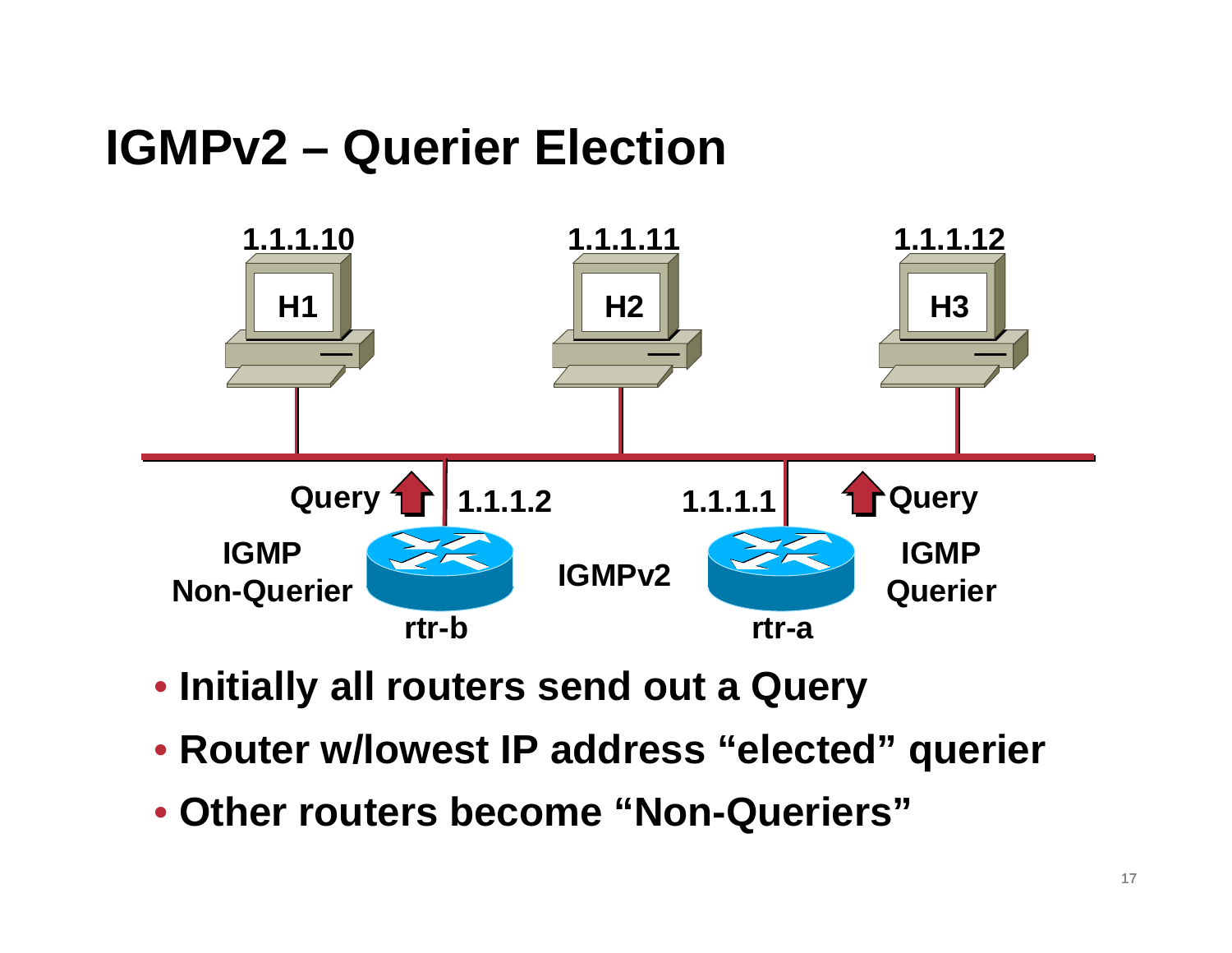# IGMPv2 – Querier Election

- Initially all routers send out a Query
- Router w/lowest IP address "elected" querier
- Other routers become "Non-Queriers"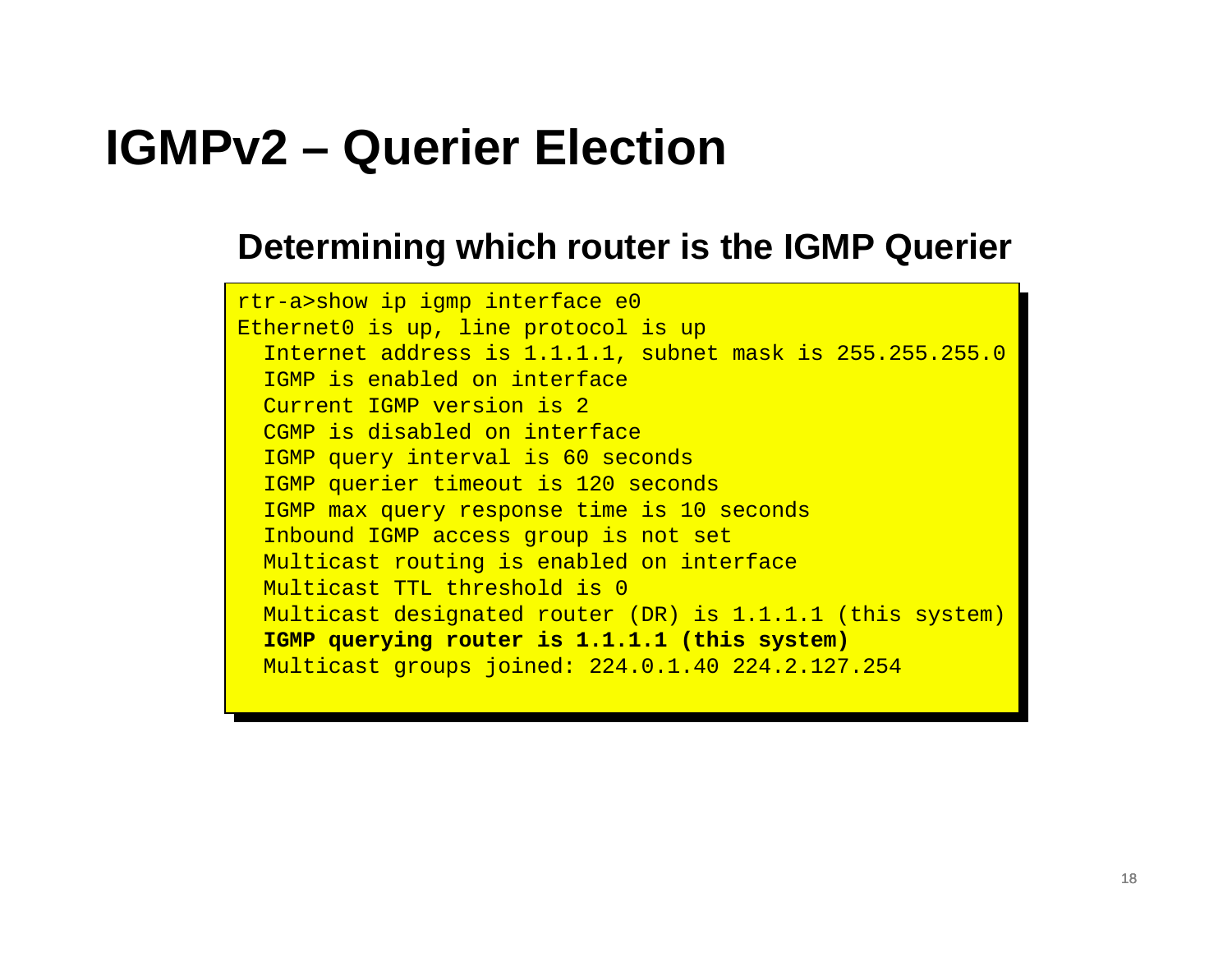# IGMPv2 – Querier Election

## Determining which router is the IGMP Querier

```
rtr-a>show ip igmp interface e0
Ethernet0 is up, line protocol is up
  Internet address is 1.1.1.1, subnet mask is 255.255.255.0
  IGMP is enabled on interface
  Current IGMP version is 2
  CGMP is disabled on interface
  IGMP query interval is 60 seconds
  IGMP querier timeout is 120 seconds
  IGMP max query response time is 10 seconds
  Inbound IGMP access group is not set
  Multicast routing is enabled on interface
  Multicast TTL threshold is 0
  Multicast designated router (DR) is 1.1.1.1 (this system)
  IGMP querying router is 1.1.1.1 (this system)
  Multicast groups joined: 224.0.1.40 224.2.127.254
```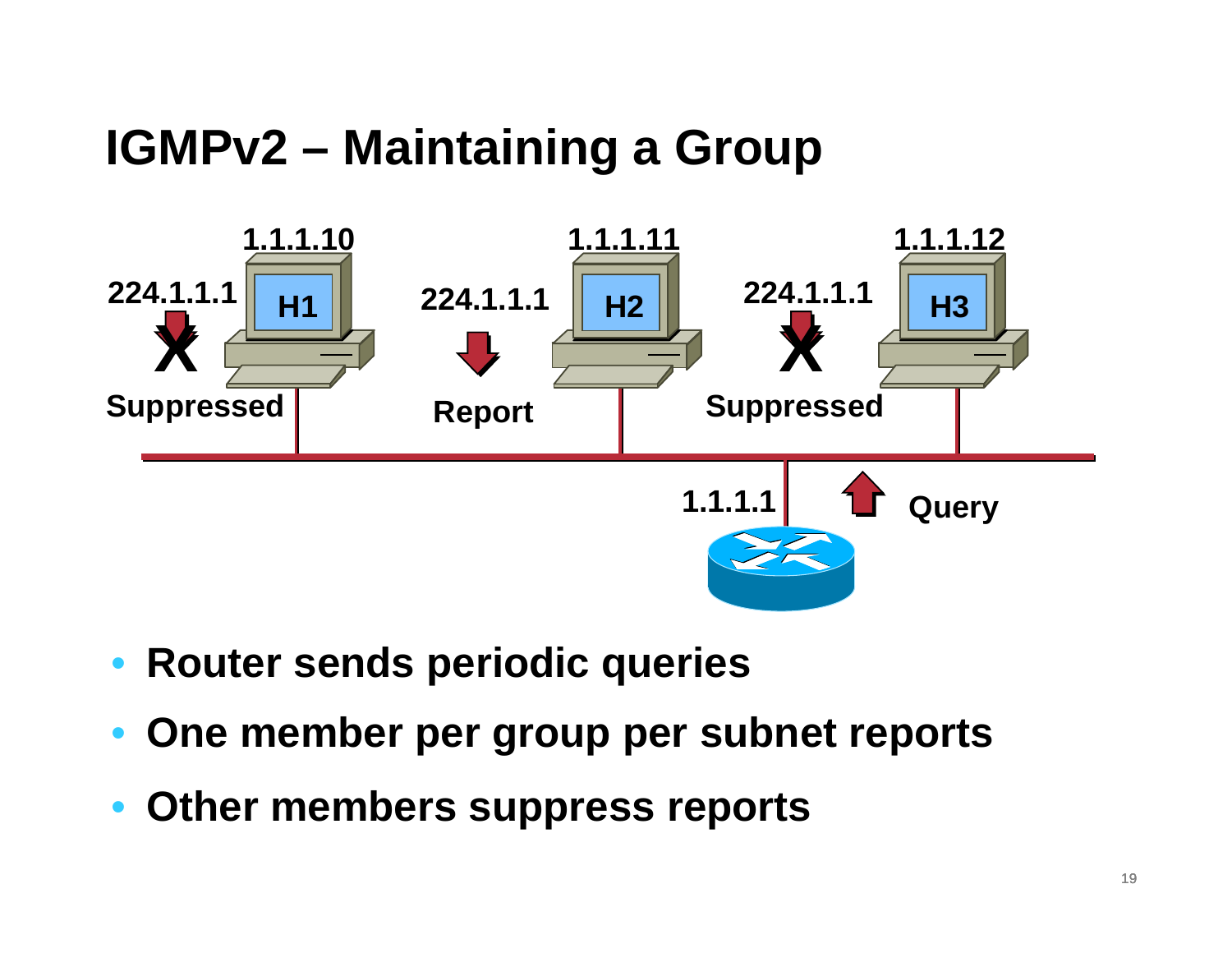# IGMPv2 – Maintaining a Group

- Router sends periodic queries
- One member per group per subnet reports
- Other members suppress reports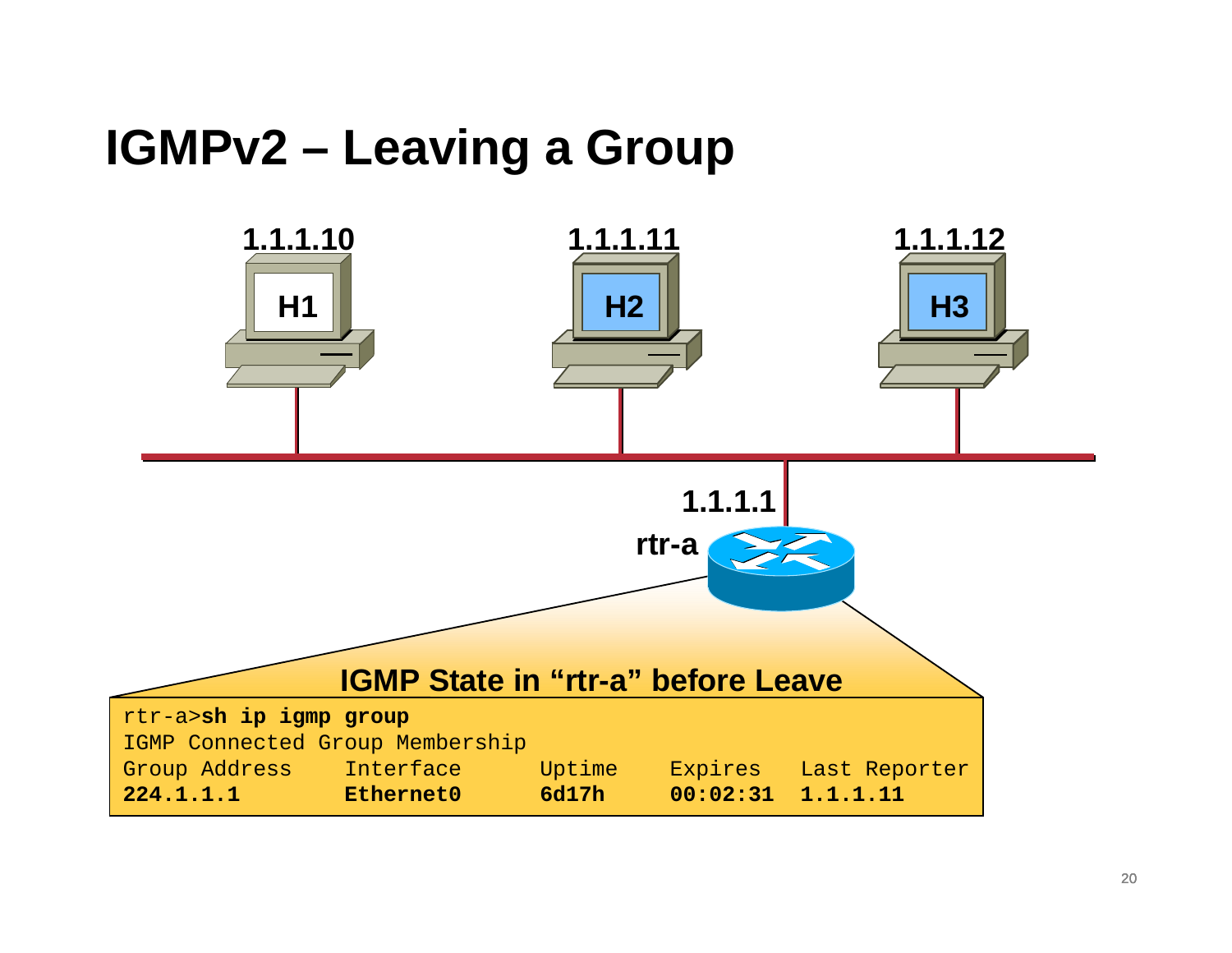# IGMPv2 – Leaving a Group

1.1.1.10 H1

1.1.1.11 H2

1.1.1.12 H3

1.1.1.1 rtr-a

**IGMP State in "rtr-a" before Leave**

```
rtr-a>sh ip igmp group
IGMP Connected Group Membership
Group Address     Interface      Uptime    Expires   Last Reporter
224.1.1.1         Ethernet0      6d17h     00:02:31  1.1.1.11
```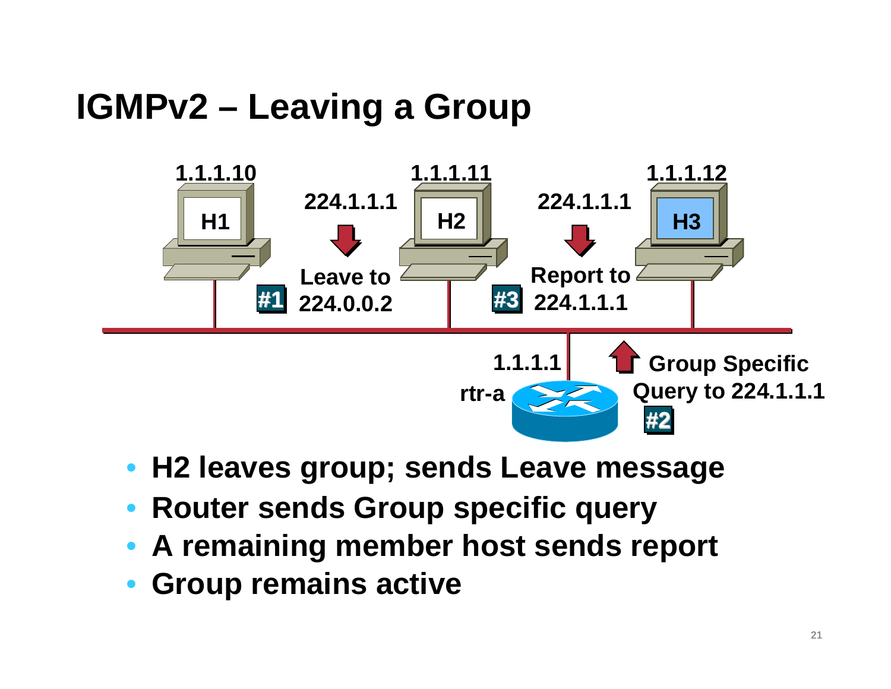# IGMPv2 – Leaving a Group

1.1.1.10 | 1.1.1.11 | 1.1.1.12

H1 | H2 | H3

224.1.1.1 — Leave to 224.0.0.2 (#1)

224.1.1.1 — Report to 224.1.1.1 (#3)

rtr-a 1.1.1.1 — Group Specific Query to 224.1.1.1 (#2)

- H2 leaves group; sends Leave message
- Router sends Group specific query
- A remaining member host sends report
- Group remains active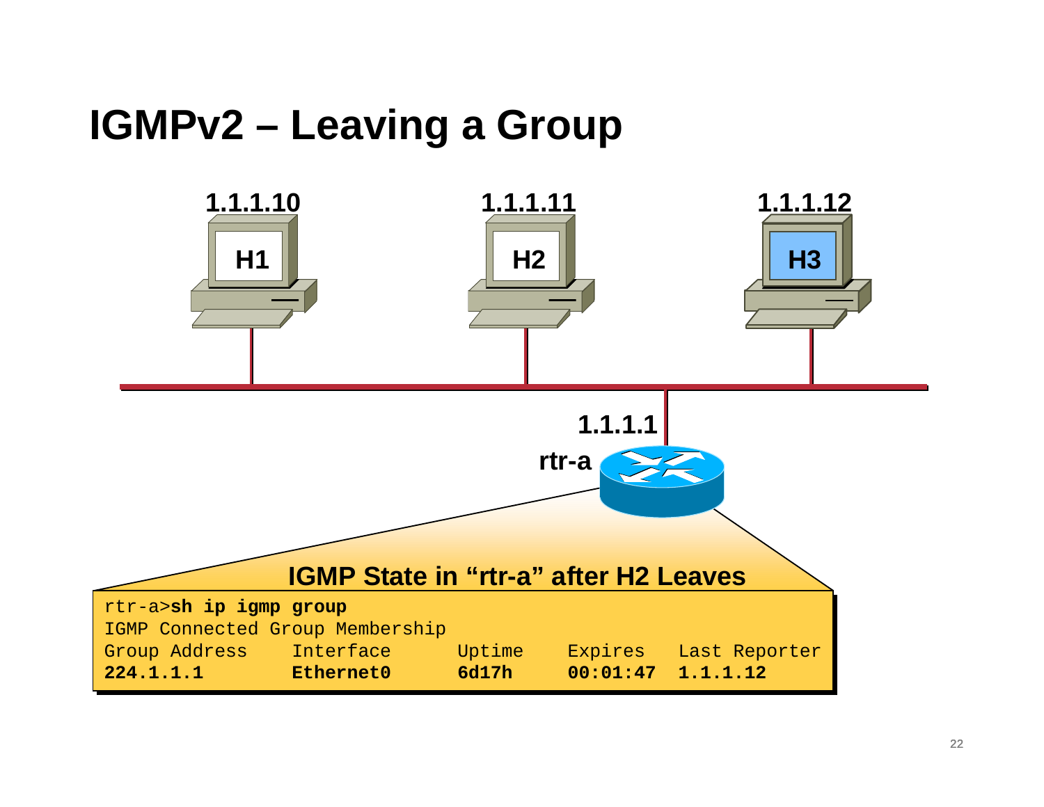# IGMPv2 – Leaving a Group

1.1.1.10 H1

1.1.1.11 H2

1.1.1.12 H3

1.1.1.1 rtr-a

**IGMP State in "rtr-a" after H2 Leaves**

```
rtr-a>sh ip igmp group
IGMP Connected Group Membership
Group Address    Interface      Uptime    Expires    Last Reporter
224.1.1.1        Ethernet0      6d17h     00:01:47   1.1.1.12
```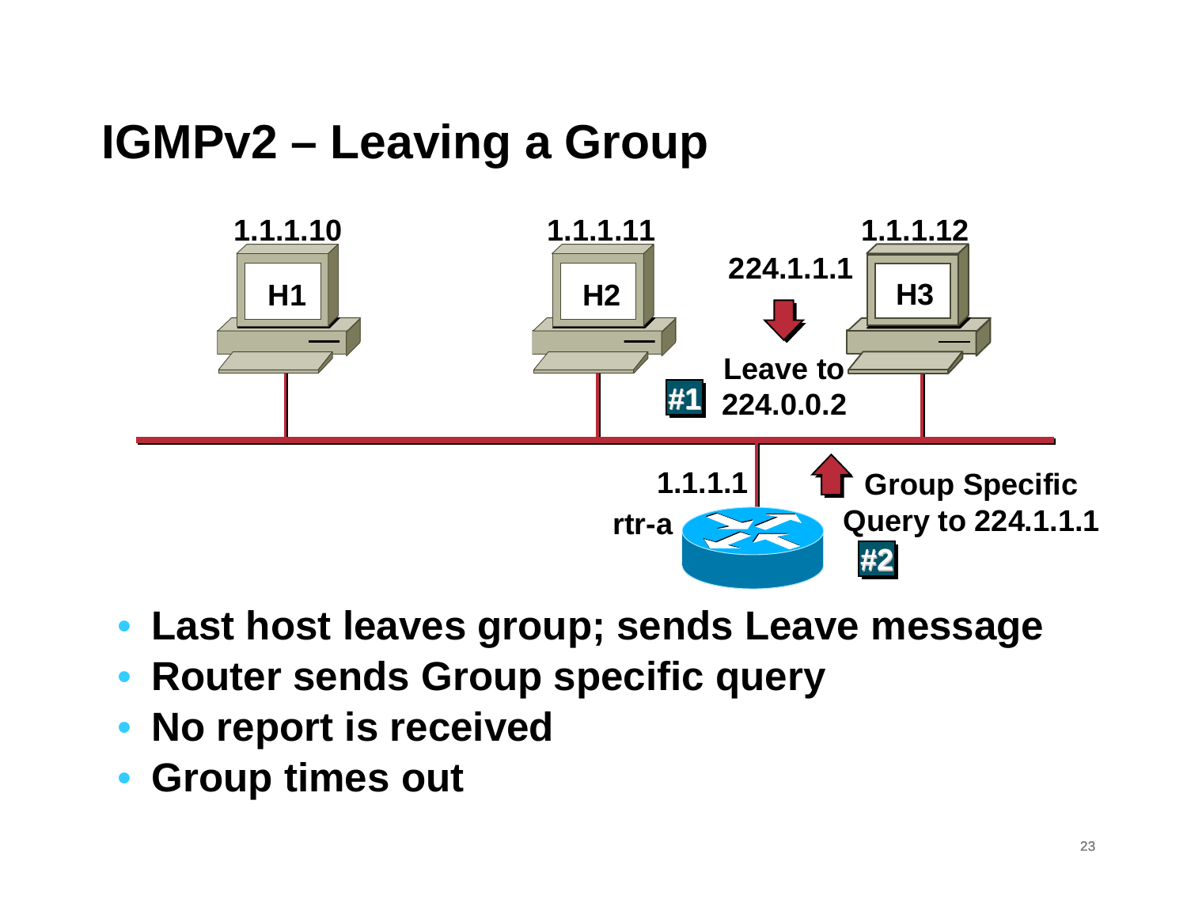# IGMPv2 – Leaving a Group

1.1.1.10 H1

1.1.1.11 H2

1.1.1.12 H3

224.1.1.1

Leave to 224.0.0.2 #1

1.1.1.1 rtr-a

Group Specific Query to 224.1.1.1 #2

- Last host leaves group; sends Leave message
- Router sends Group specific query
- No report is received
- Group times out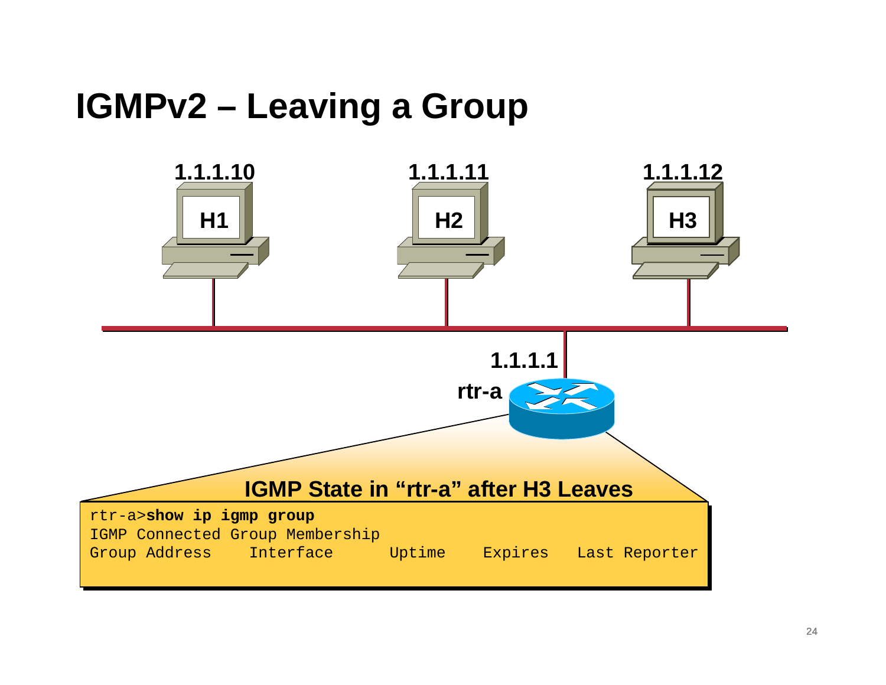# IGMPv2 – Leaving a Group

1.1.1.10 H1

1.1.1.11 H2

1.1.1.12 H3

1.1.1.1

rtr-a

**IGMP State in "rtr-a" after H3 Leaves**

```
rtr-a>show ip igmp group
IGMP Connected Group Membership
Group Address     Interface        Uptime     Expires    Last Reporter
```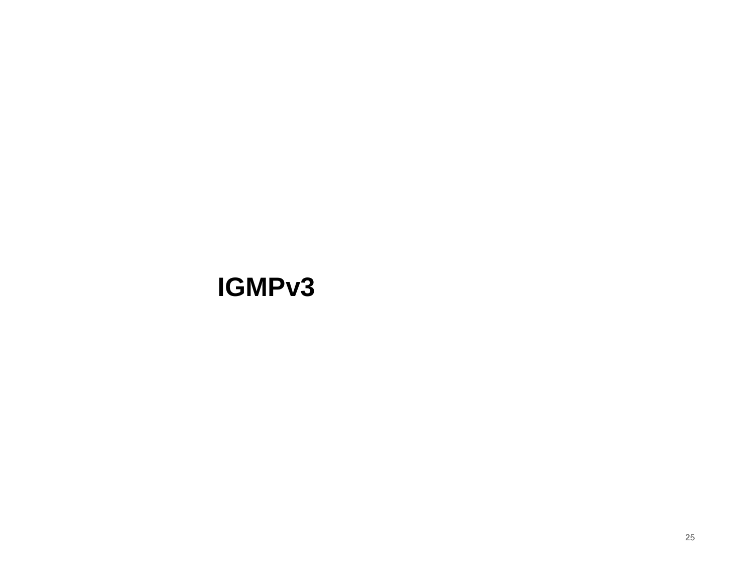# IGMPv3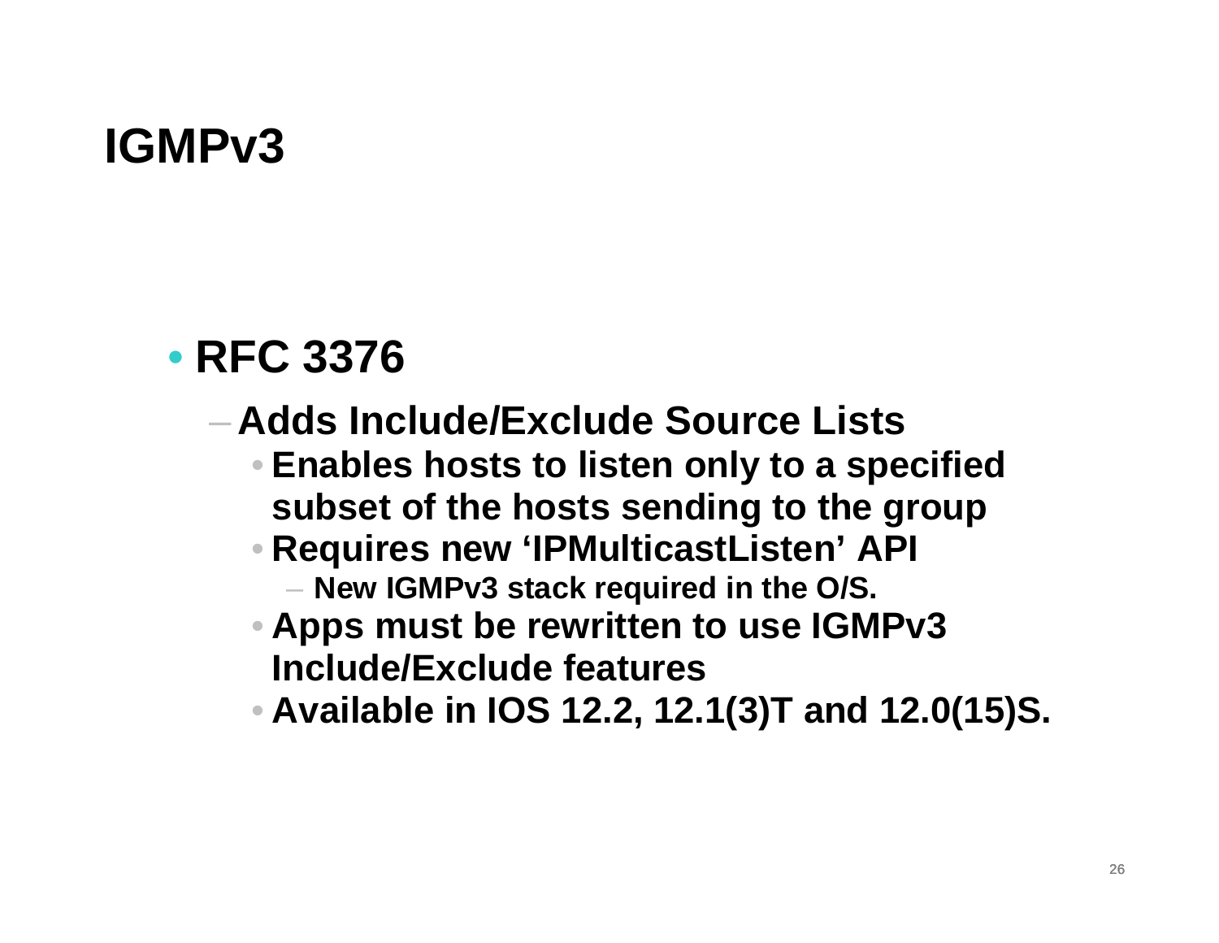# IGMPv3

- **RFC 3376**
  - **Adds Include/Exclude Source Lists**
    - **Enables hosts to listen only to a specified subset of the hosts sending to the group**
    - **Requires new 'IPMulticastListen' API**
      - **New IGMPv3 stack required in the O/S.**
    - **Apps must be rewritten to use IGMPv3 Include/Exclude features**
    - **Available in IOS 12.2, 12.1(3)T and 12.0(15)S.**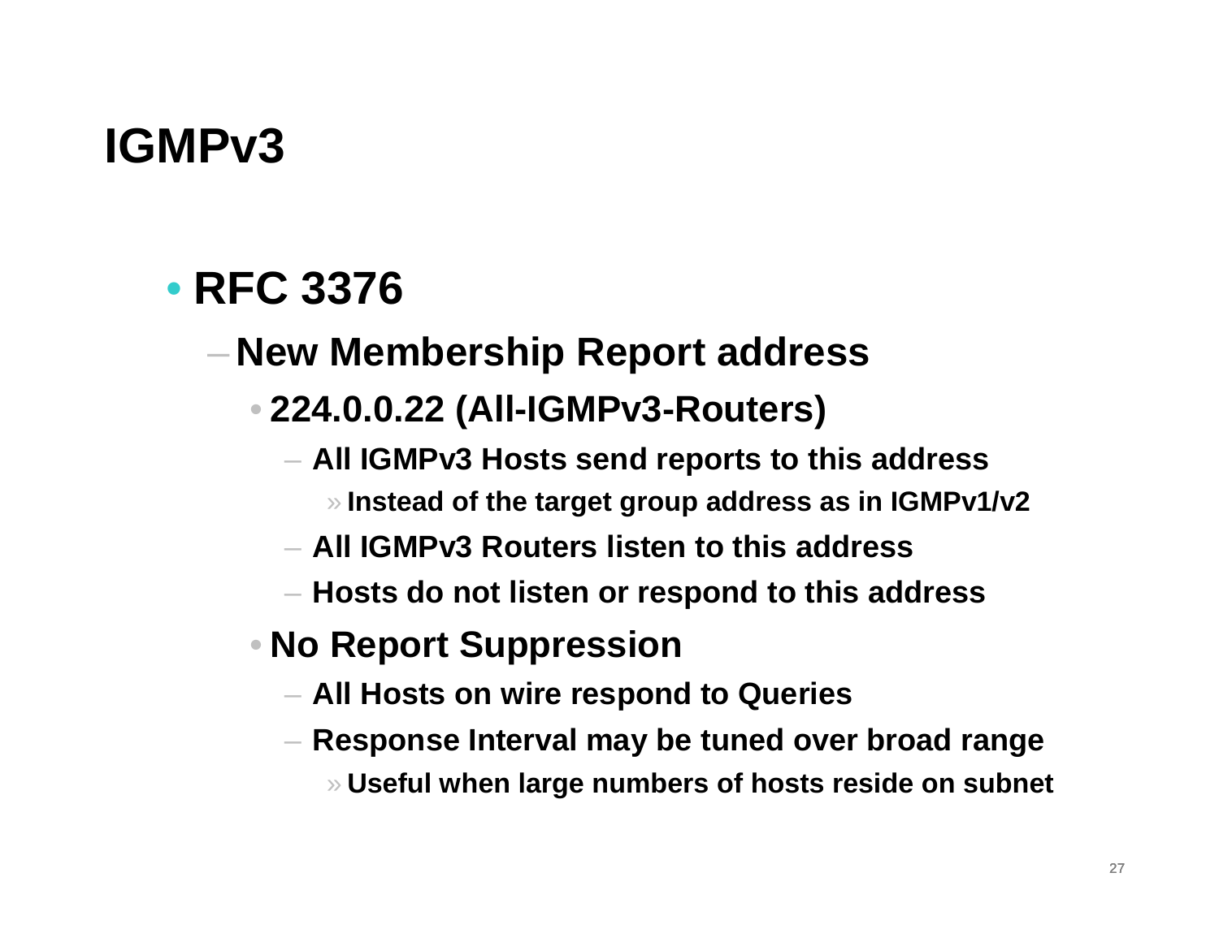# IGMPv3

- RFC 3376
  - New Membership Report address
    - 224.0.0.22 (All-IGMPv3-Routers)
      - All IGMPv3 Hosts send reports to this address
        - Instead of the target group address as in IGMPv1/v2
      - All IGMPv3 Routers listen to this address
      - Hosts do not listen or respond to this address
    - No Report Suppression
      - All Hosts on wire respond to Queries
      - Response Interval may be tuned over broad range
        - Useful when large numbers of hosts reside on subnet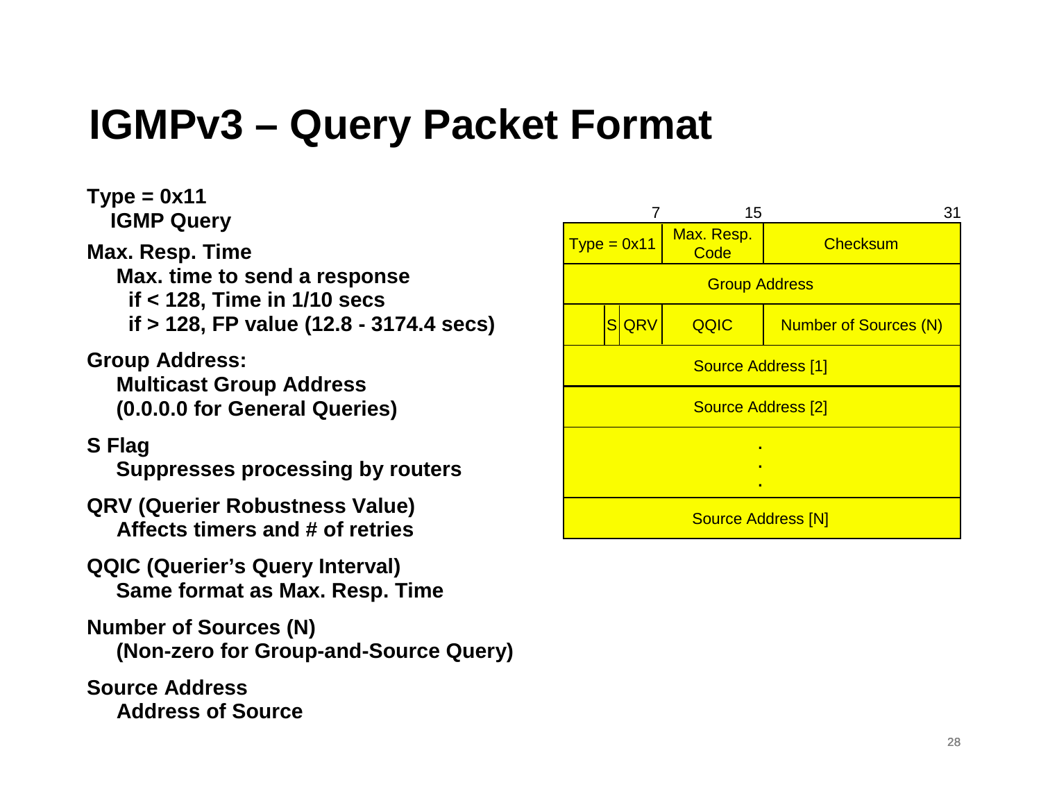# IGMPv3 – Query Packet Format

**Type = 0x11**
**IGMP Query**

**Max. Resp. Time**
**Max. time to send a response**
**if < 128, Time in 1/10 secs**
**if > 128, FP value (12.8 - 3174.4 secs)**

**Group Address:**
**Multicast Group Address**
**(0.0.0.0 for General Queries)**

**S Flag**
**Suppresses processing by routers**

**QRV (Querier Robustness Value)**
**Affects timers and # of retries**

**QQIC (Querier's Query Interval)**
**Same format as Max. Resp. Time**

**Number of Sources (N)**
**(Non-zero for Group-and-Source Query)**

**Source Address**
**Address of Source**

| 0–7 | 8–15 | 16–31 |
|---|---|---|
| Type = 0x11 | Max. Resp. Code | Checksum |
| Group Address | | |
| (resv) S QRV | QQIC | Number of Sources (N) |
| Source Address [1] | | |
| Source Address [2] | | |
| . . . | | |
| Source Address [N] | | |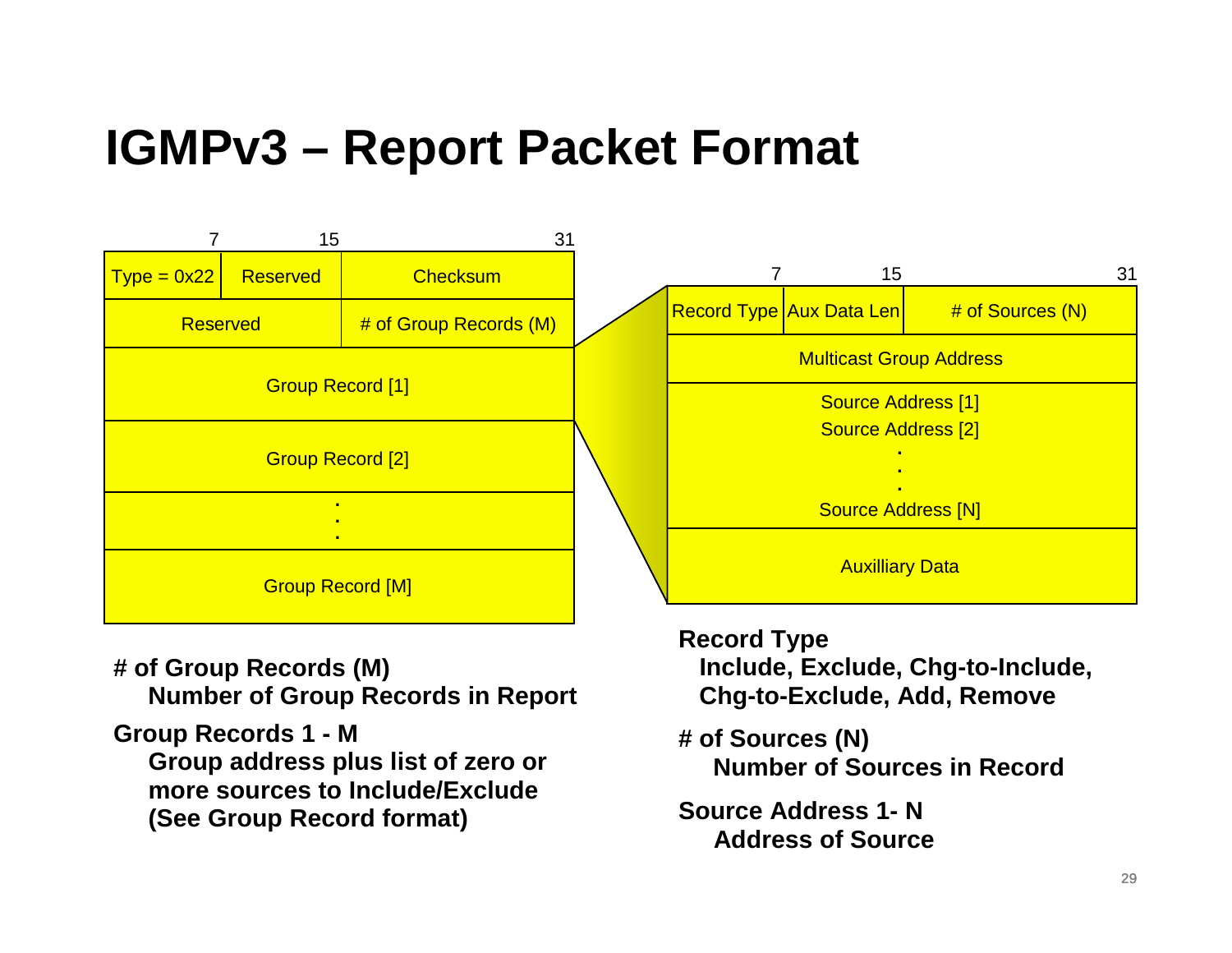# IGMPv3 – Report Packet Format

| 7 | 15 | 31 |
|---|---|---|
| Type = 0x22 | Reserved | Checksum |
| Reserved | | # of Group Records (M) |
| Group Record [1] | | |
| Group Record [2] | | |
| . . . | | |
| Group Record [M] | | |

| 7 | 15 | 31 |
|---|---|---|
| Record Type | Aux Data Len | # of Sources (N) |
| Multicast Group Address | | |
| Source Address [1]<br>Source Address [2]<br>. . .<br>Source Address [N] | | |
| Auxilliary Data | | |

**# of Group Records (M)**
**Number of Group Records in Report**

**Group Records 1 - M**
**Group address plus list of zero or more sources to Include/Exclude (See Group Record format)**

**Record Type**
**Include, Exclude, Chg-to-Include, Chg-to-Exclude, Add, Remove**

**# of Sources (N)**
**Number of Sources in Record**

**Source Address 1- N**
**Address of Source**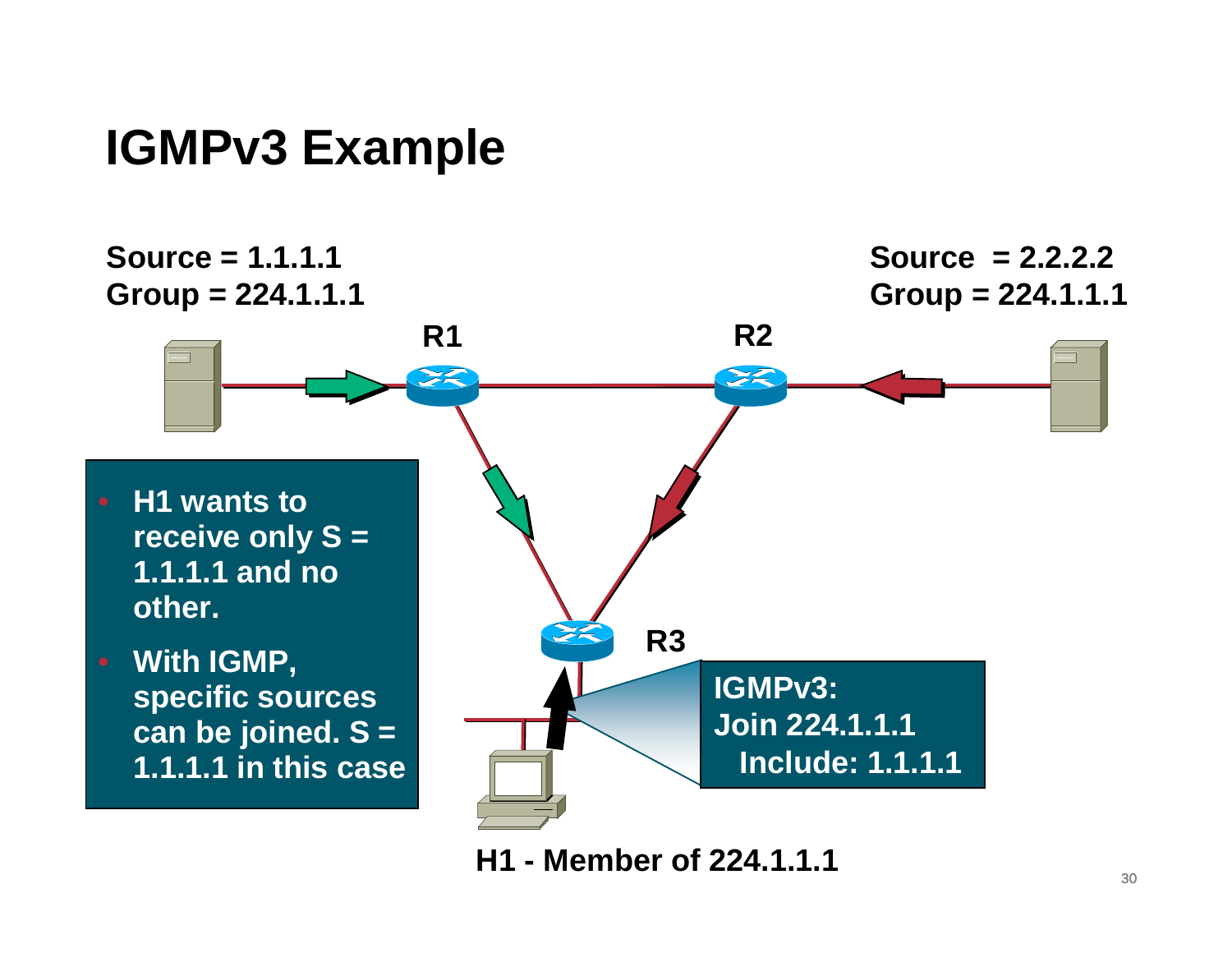# IGMPv3 Example

Source = 1.1.1.1
Group = 224.1.1.1

Source = 2.2.2.2
Group = 224.1.1.1

R1

R2

R3

- H1 wants to receive only S = 1.1.1.1 and no other.
- With IGMP, specific sources can be joined. S = 1.1.1.1 in this case

IGMPv3:
Join 224.1.1.1
Include: 1.1.1.1

H1 - Member of 224.1.1.1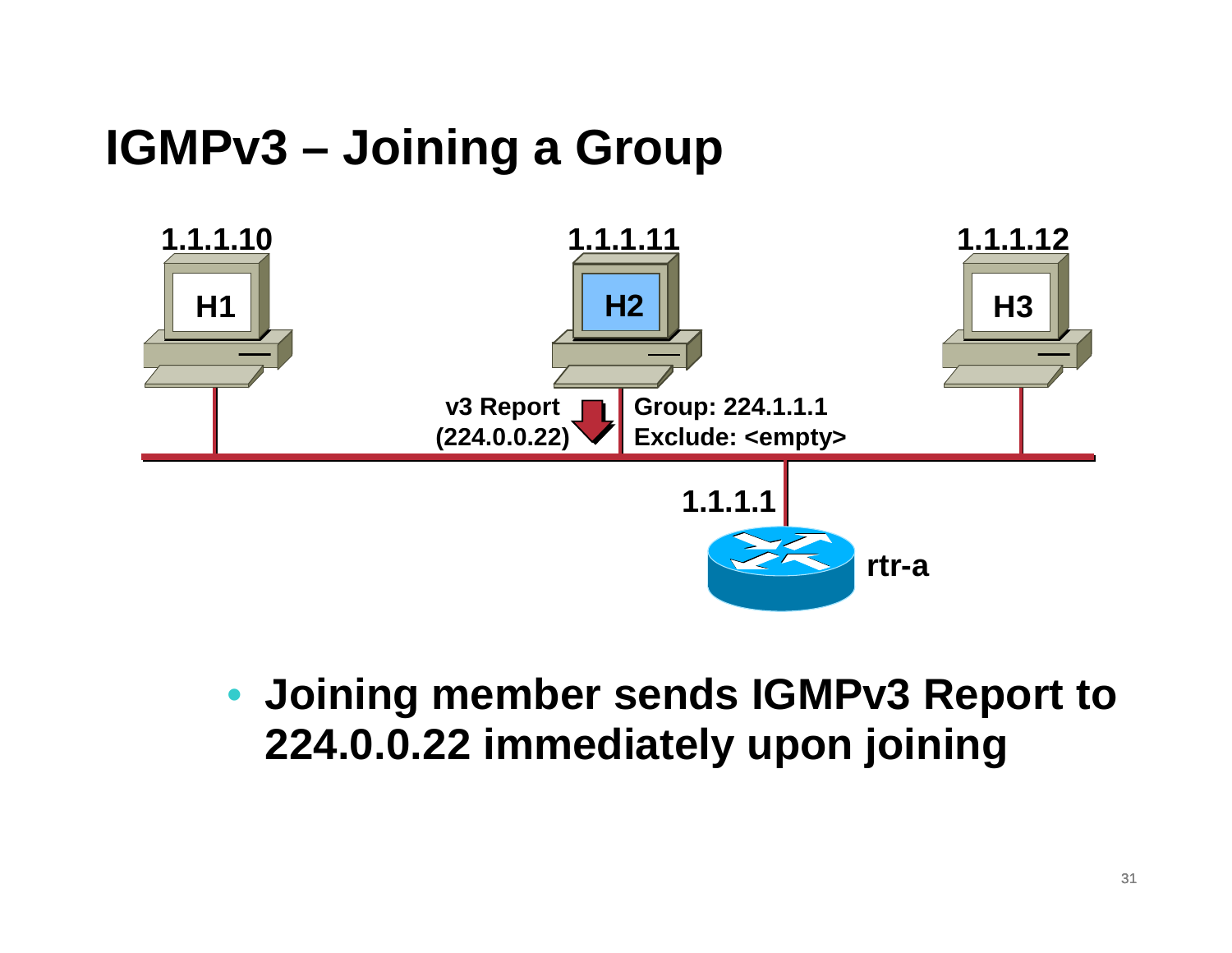# IGMPv3 – Joining a Group

1.1.1.10 H1

1.1.1.11 H2

1.1.1.12 H3

v3 Report (224.0.0.22)

Group: 224.1.1.1
Exclude: <empty>

1.1.1.1

rtr-a

- **Joining member sends IGMPv3 Report to 224.0.0.22 immediately upon joining**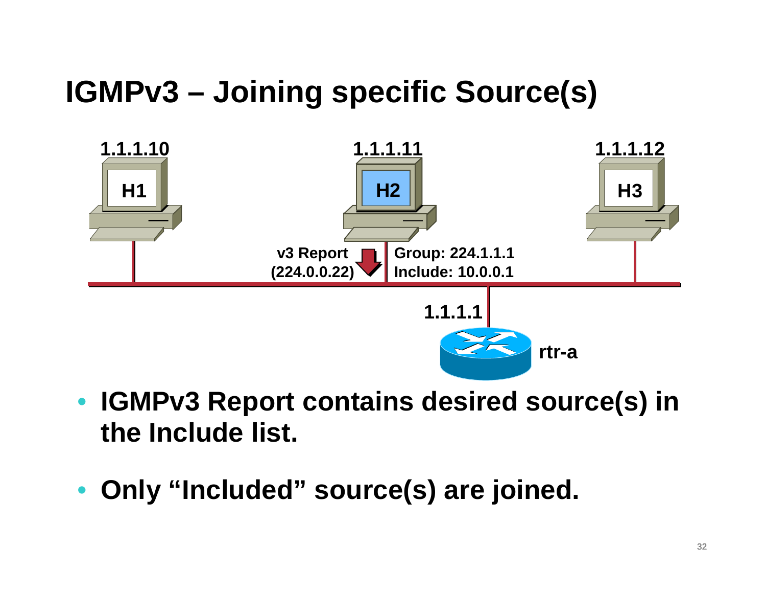# IGMPv3 – Joining specific Source(s)

1.1.1.10 H1

1.1.1.11 H2

1.1.1.12 H3

v3 Report (224.0.0.22)

Group: 224.1.1.1
Include: 10.0.0.1

1.1.1.1

rtr-a

- IGMPv3 Report contains desired source(s) in the Include list.
- Only "Included" source(s) are joined.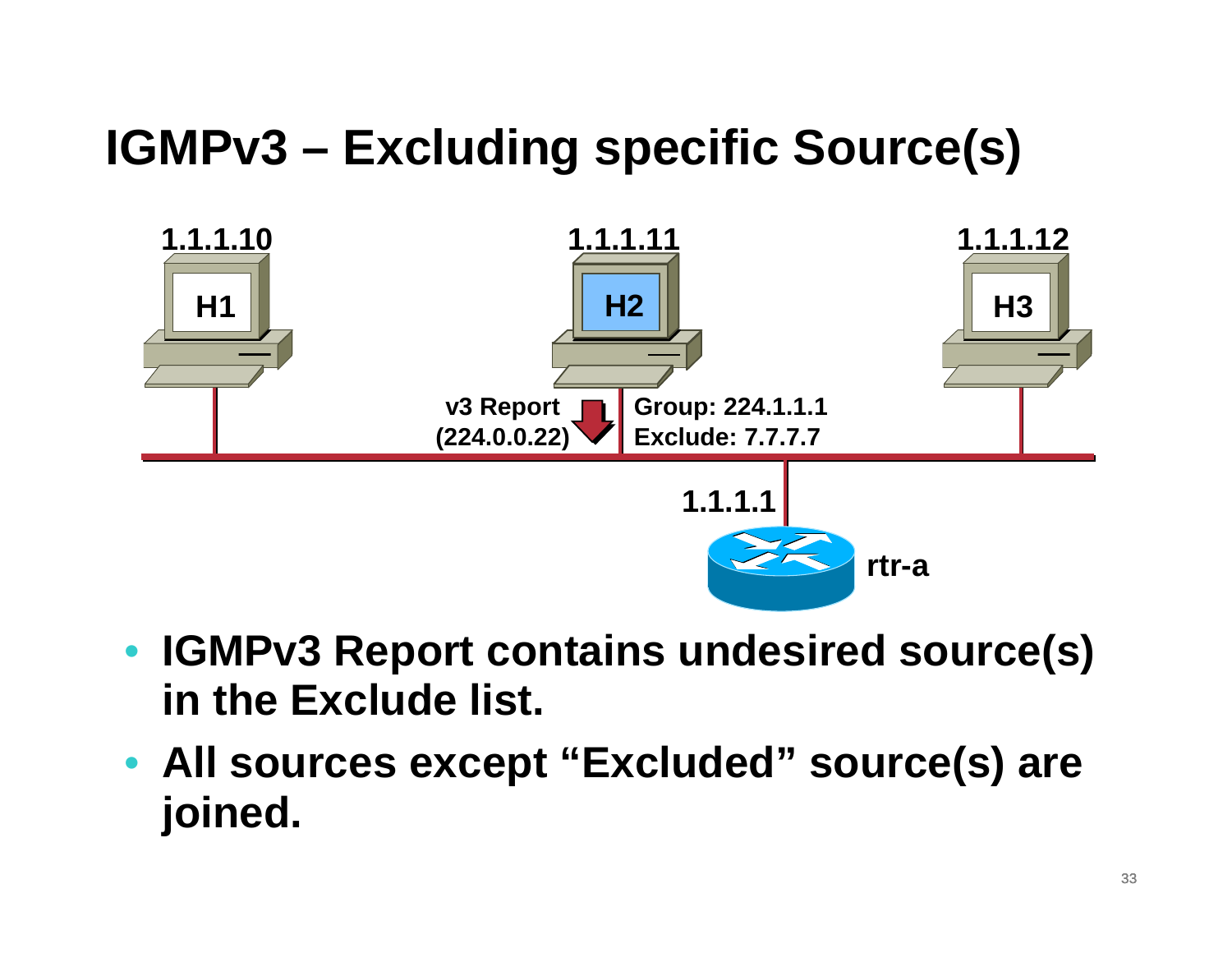# IGMPv3 – Excluding specific Source(s)

1.1.1.10 H1

1.1.1.11 H2

1.1.1.12 H3

v3 Report (224.0.0.22)

Group: 224.1.1.1
Exclude: 7.7.7.7

1.1.1.1

rtr-a

- **IGMPv3 Report contains undesired source(s) in the Exclude list.**
- **All sources except "Excluded" source(s) are joined.**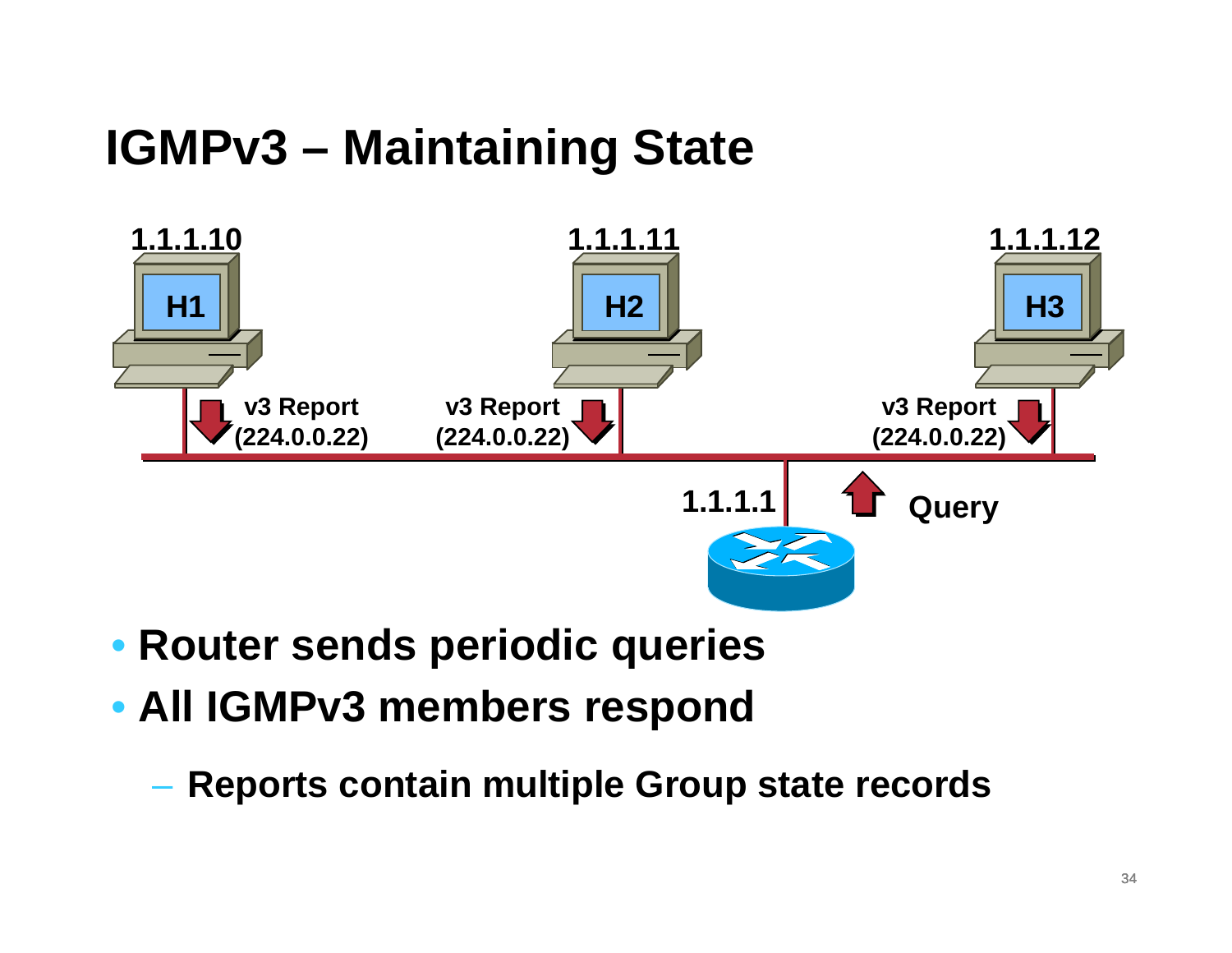# IGMPv3 – Maintaining State

1.1.1.10 H1 — v3 Report (224.0.0.22)

1.1.1.11 H2 — v3 Report (224.0.0.22)

1.1.1.12 H3 — v3 Report (224.0.0.22)

1.1.1.1 — Query

- Router sends periodic queries
- All IGMPv3 members respond
  - Reports contain multiple Group state records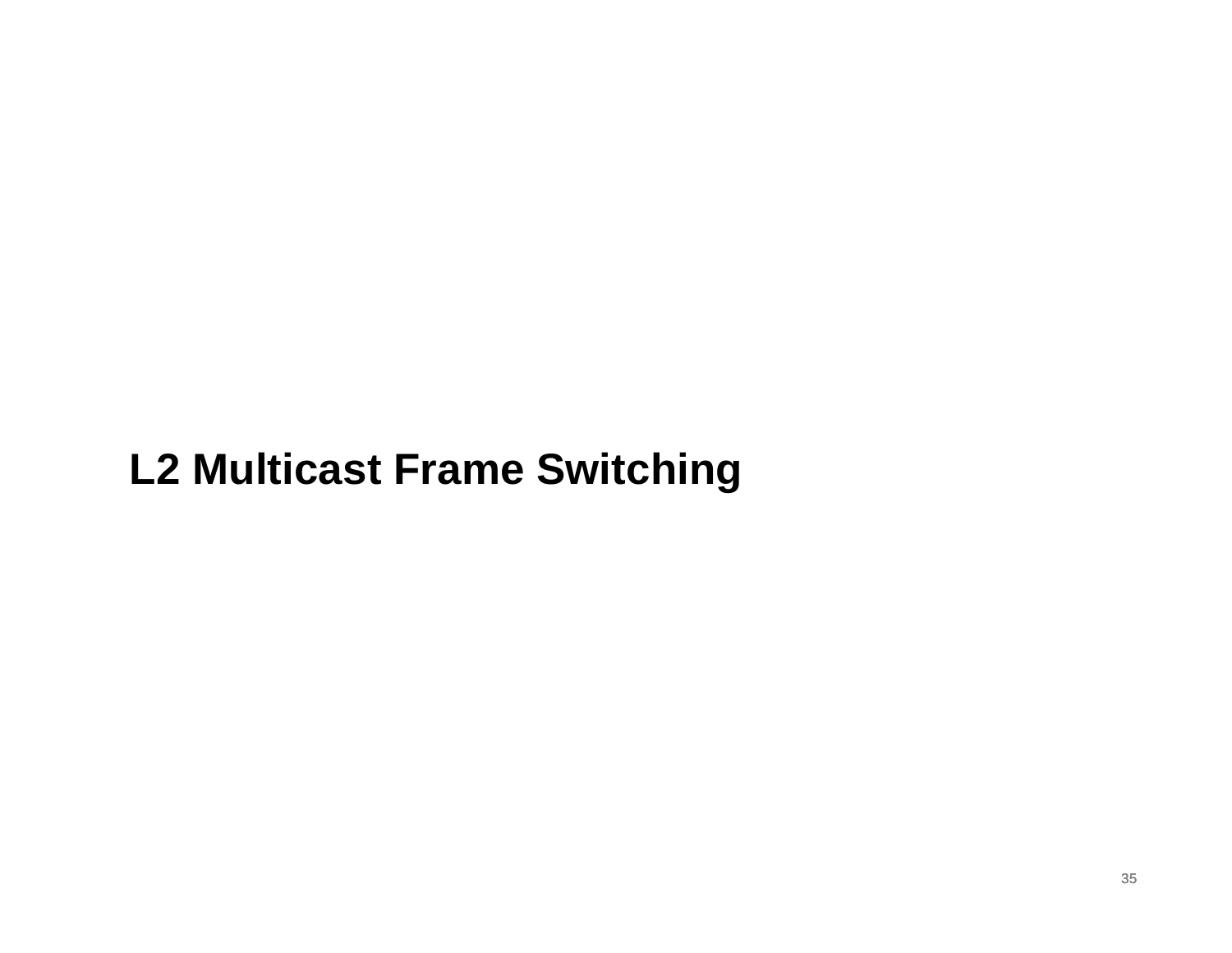# L2 Multicast Frame Switching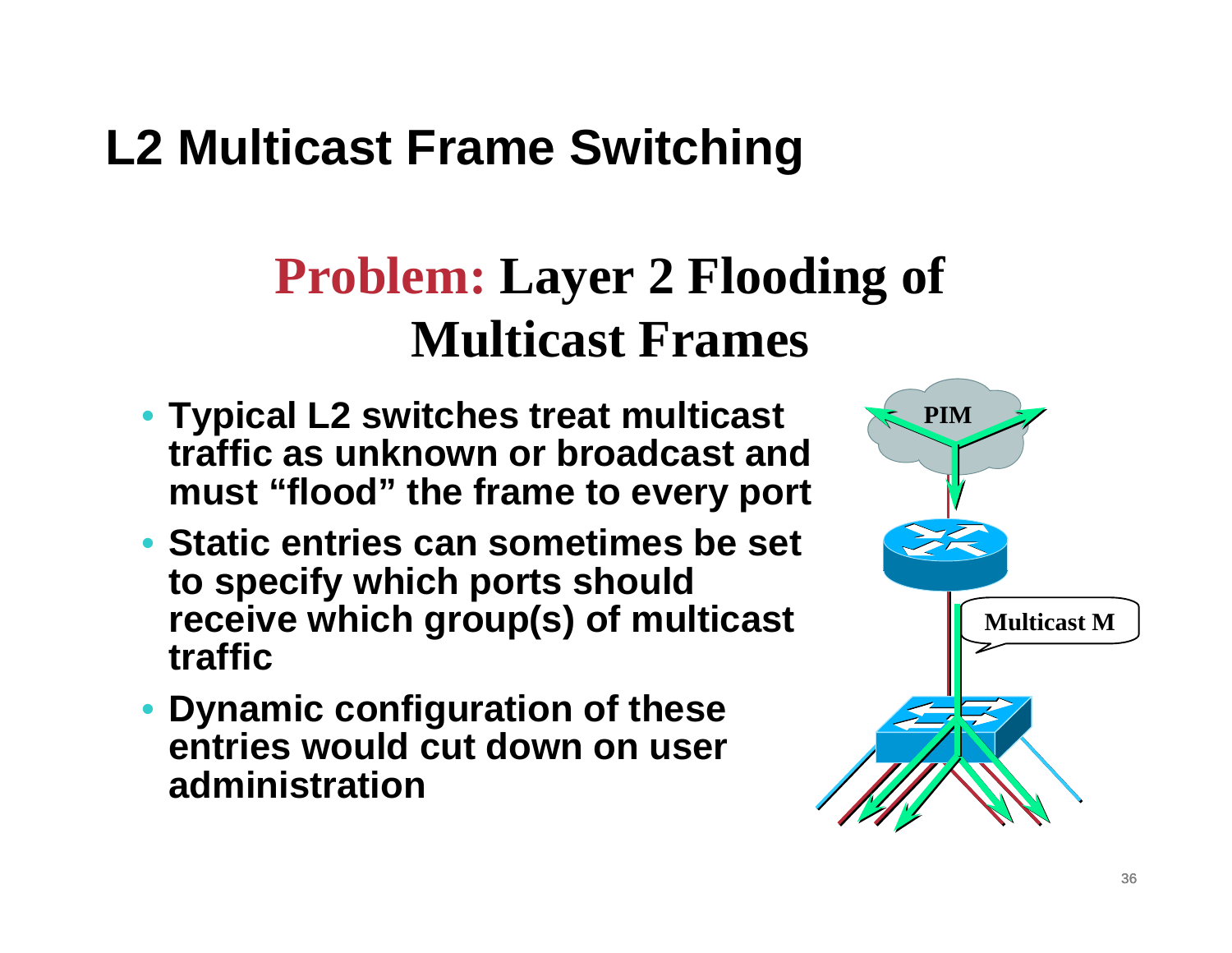# L2 Multicast Frame Switching

## Problem: Layer 2 Flooding of Multicast Frames

- Typical L2 switches treat multicast traffic as unknown or broadcast and must "flood" the frame to every port
- Static entries can sometimes be set to specify which ports should receive which group(s) of multicast traffic
- Dynamic configuration of these entries would cut down on user administration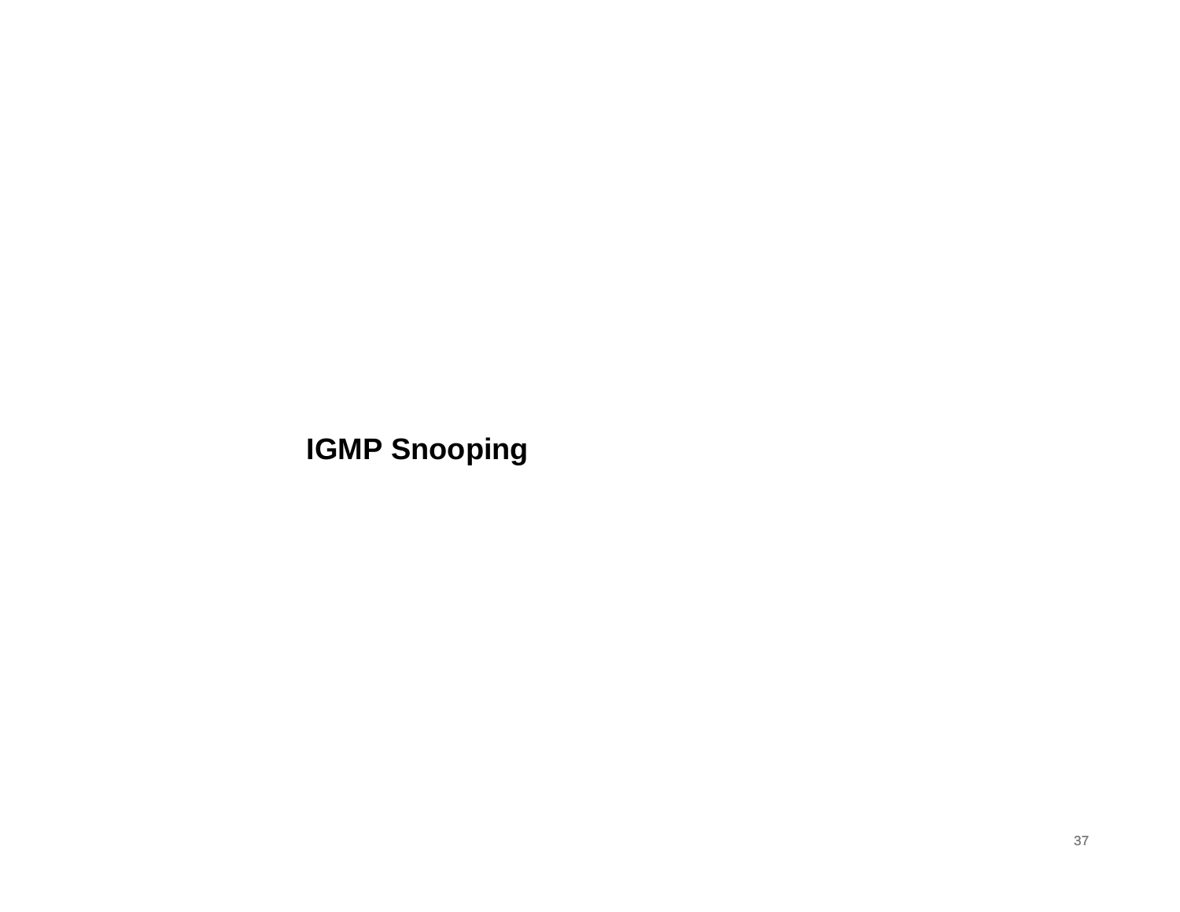# IGMP Snooping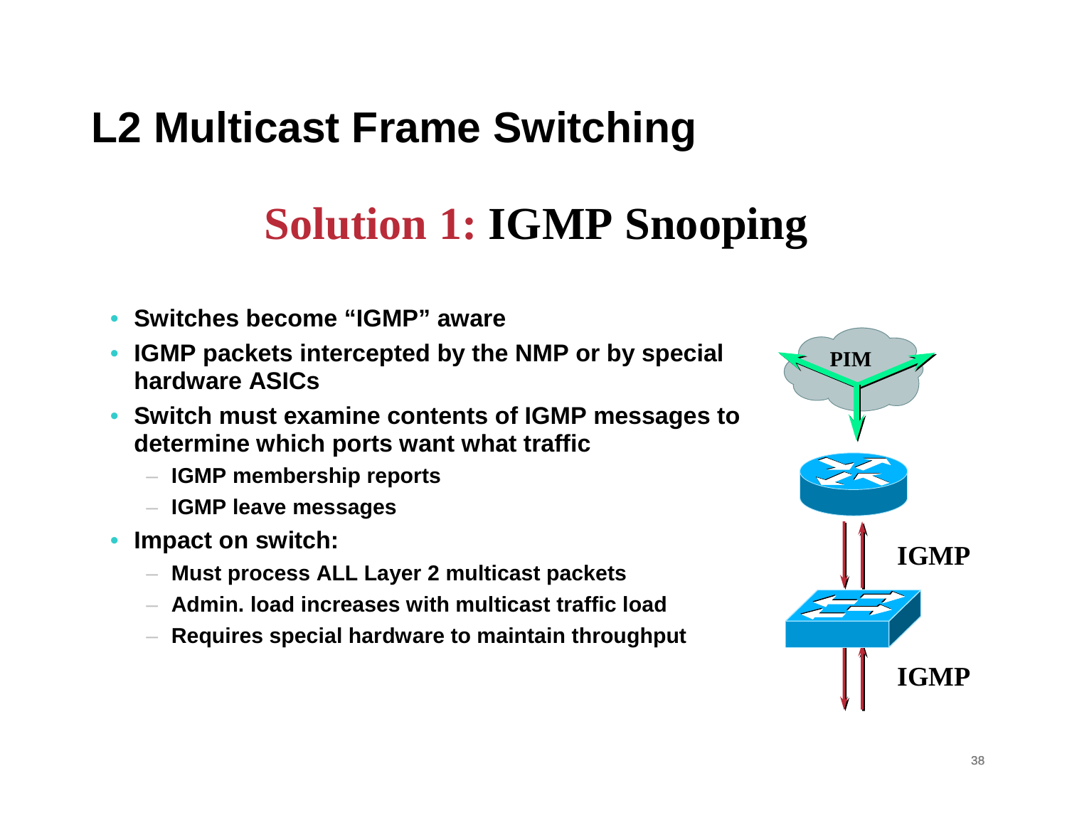# L2 Multicast Frame Switching

## Solution 1: IGMP Snooping

- Switches become "IGMP" aware
- IGMP packets intercepted by the NMP or by special hardware ASICs
- Switch must examine contents of IGMP messages to determine which ports want what traffic
  - IGMP membership reports
  - IGMP leave messages
- Impact on switch:
  - Must process ALL Layer 2 multicast packets
  - Admin. load increases with multicast traffic load
  - Requires special hardware to maintain throughput

PIM

IGMP

IGMP